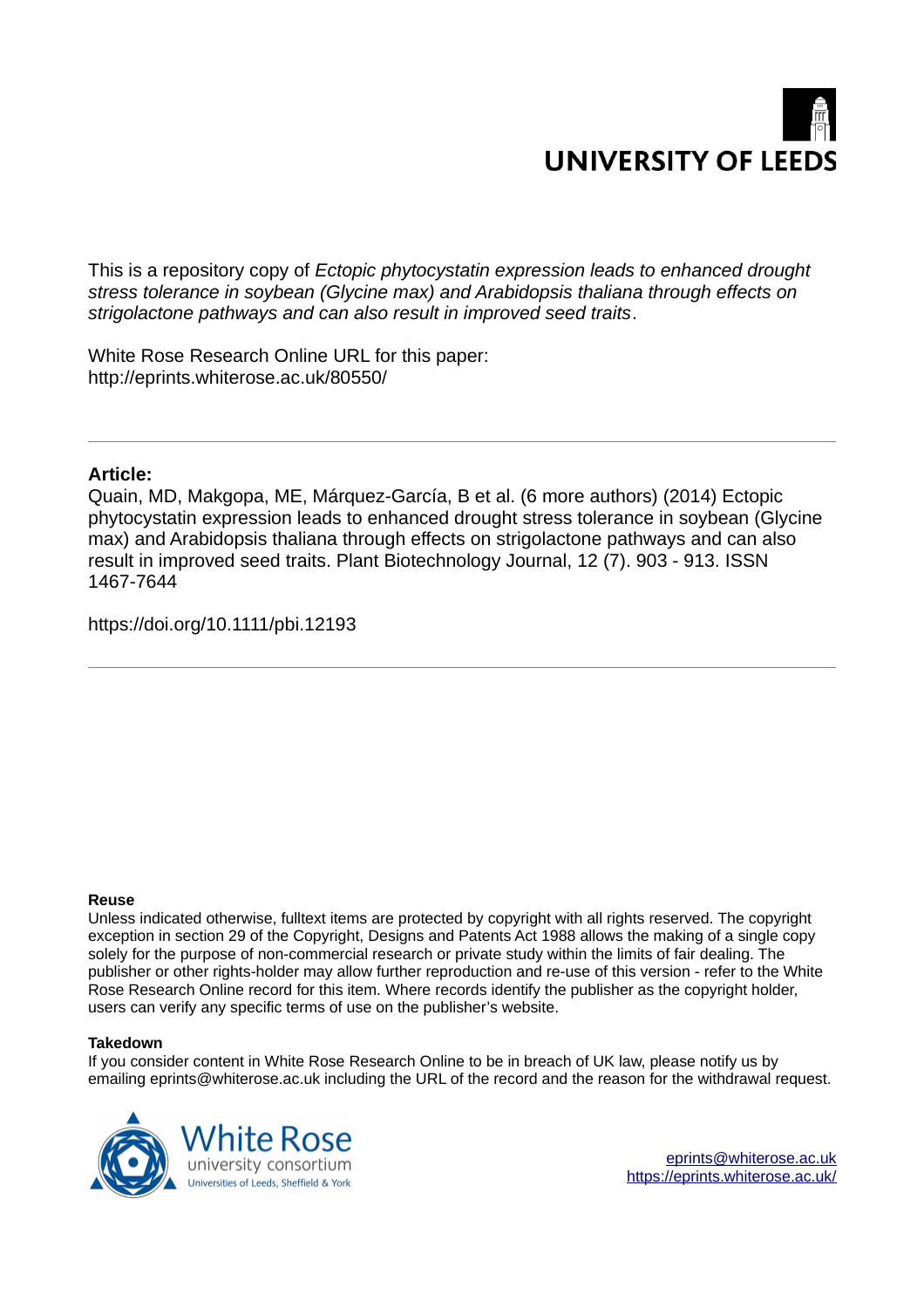UNIVERSITY OF LEEDS

This is a repository copy of *Ectopic phytocystatin expression leads to enhanced drought stress tolerance in soybean (Glycine max) and Arabidopsis thaliana through effects on strigolactone pathways and can also result in improved seed traits*.

White Rose Research Online URL for this paper:
http://eprints.whiterose.ac.uk/80550/

**Article:**

Quain, MD, Makgopa, ME, Márquez-García, B et al. (6 more authors) (2014) Ectopic phytocystatin expression leads to enhanced drought stress tolerance in soybean (Glycine max) and Arabidopsis thaliana through effects on strigolactone pathways and can also result in improved seed traits. Plant Biotechnology Journal, 12 (7). 903 - 913. ISSN 1467-7644

https://doi.org/10.1111/pbi.12193

**Reuse**

Unless indicated otherwise, fulltext items are protected by copyright with all rights reserved. The copyright exception in section 29 of the Copyright, Designs and Patents Act 1988 allows the making of a single copy solely for the purpose of non-commercial research or private study within the limits of fair dealing. The publisher or other rights-holder may allow further reproduction and re-use of this version - refer to the White Rose Research Online record for this item. Where records identify the publisher as the copyright holder, users can verify any specific terms of use on the publisher's website.

**Takedown**

If you consider content in White Rose Research Online to be in breach of UK law, please notify us by emailing eprints@whiterose.ac.uk including the URL of the record and the reason for the withdrawal request.

White Rose university consortium
Universities of Leeds, Sheffield & York

eprints@whiterose.ac.uk
https://eprints.whiterose.ac.uk/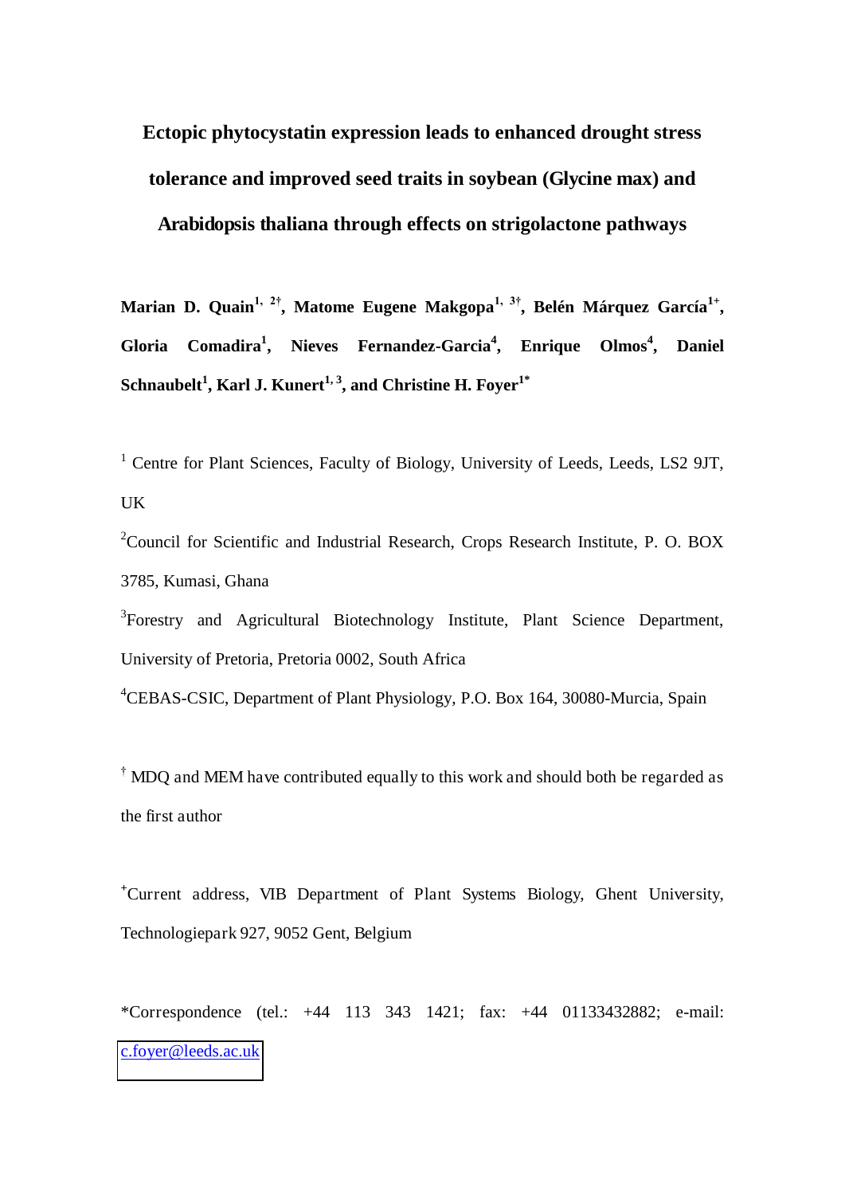# Ectopic phytocystatin expression leads to enhanced drought stress tolerance and improved seed traits in soybean (Glycine max) and Arabidopsis thaliana through effects on strigolactone pathways

**Marian D. Quain[1, 2†], Matome Eugene Makgopa[1, 3†], Belén Márquez García[1+], Gloria Comadira[1], Nieves Fernandez-Garcia[4], Enrique Olmos[4], Daniel Schnaubelt[1], Karl J. Kunert[1, 3], and Christine H. Foyer[1*]**

[1] Centre for Plant Sciences, Faculty of Biology, University of Leeds, Leeds, LS2 9JT, UK

[2]Council for Scientific and Industrial Research, Crops Research Institute, P. O. BOX 3785, Kumasi, Ghana

[3]Forestry and Agricultural Biotechnology Institute, Plant Science Department, University of Pretoria, Pretoria 0002, South Africa

[4]CEBAS-CSIC, Department of Plant Physiology, P.O. Box 164, 30080-Murcia, Spain

[†] MDQ and MEM have contributed equally to this work and should both be regarded as the first author

[+]Current address, VIB Department of Plant Systems Biology, Ghent University, Technologiepark 927, 9052 Gent, Belgium

*Correspondence (tel.: +44 113 343 1421; fax: +44 01133432882; e-mail: c.foyer@leeds.ac.uk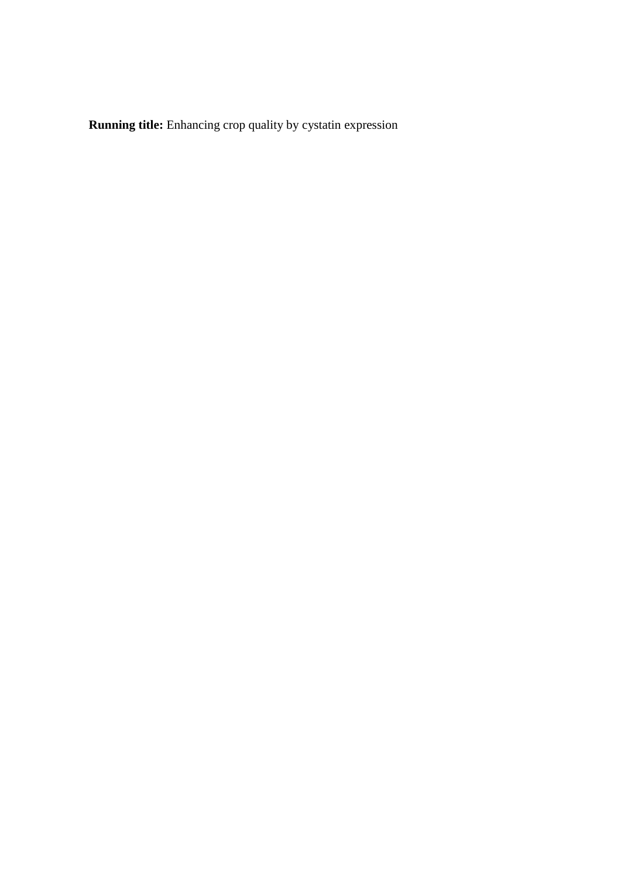**Running title:** Enhancing crop quality by cystatin expression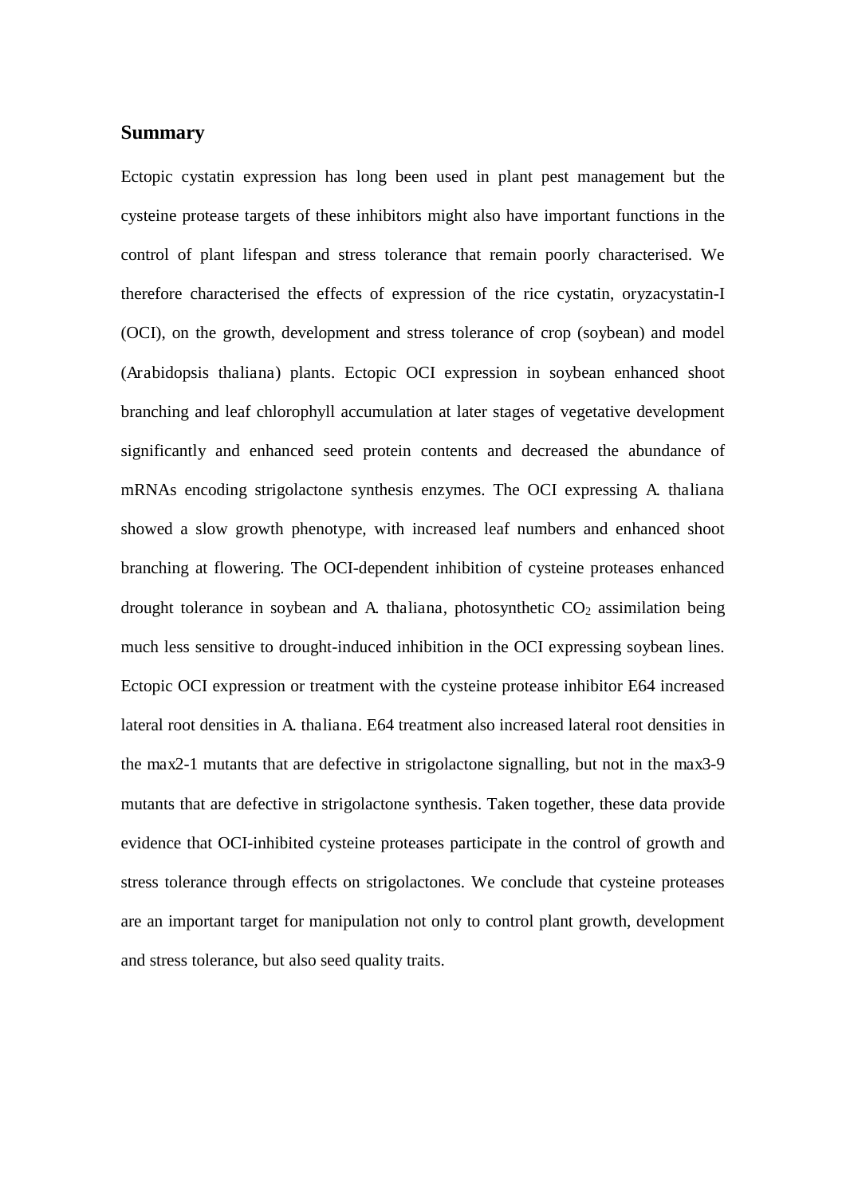## Summary

Ectopic cystatin expression has long been used in plant pest management but the cysteine protease targets of these inhibitors might also have important functions in the control of plant lifespan and stress tolerance that remain poorly characterised. We therefore characterised the effects of expression of the rice cystatin, oryzacystatin-I (OCI), on the growth, development and stress tolerance of crop (soybean) and model (*Arabidopsis thaliana*) plants. Ectopic OCI expression in soybean enhanced shoot branching and leaf chlorophyll accumulation at later stages of vegetative development significantly and enhanced seed protein contents and decreased the abundance of mRNAs encoding strigolactone synthesis enzymes. The OCI expressing *A. thaliana* showed a slow growth phenotype, with increased leaf numbers and enhanced shoot branching at flowering. The OCI-dependent inhibition of cysteine proteases enhanced drought tolerance in soybean and *A. thaliana*, photosynthetic $CO_2$ assimilation being much less sensitive to drought-induced inhibition in the OCI expressing soybean lines. Ectopic OCI expression or treatment with the cysteine protease inhibitor E64 increased lateral root densities in *A. thaliana*. E64 treatment also increased lateral root densities in the *max2-1* mutants that are defective in strigolactone signalling, but not in the *max3-9* mutants that are defective in strigolactone synthesis. Taken together, these data provide evidence that OCI-inhibited cysteine proteases participate in the control of growth and stress tolerance through effects on strigolactones. We conclude that cysteine proteases are an important target for manipulation not only to control plant growth, development and stress tolerance, but also seed quality traits.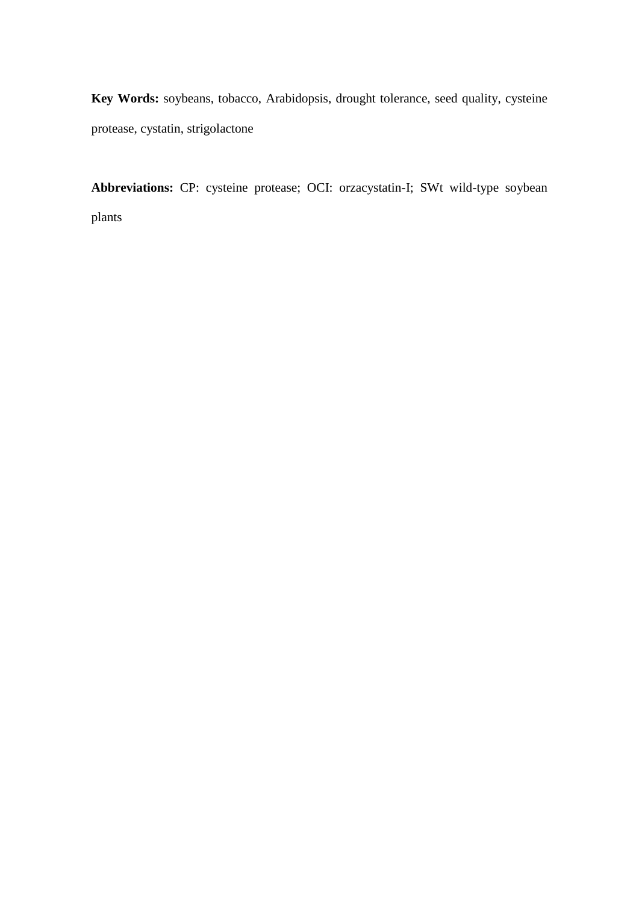**Key Words:** soybeans, tobacco, Arabidopsis, drought tolerance, seed quality, cysteine protease, cystatin, strigolactone

**Abbreviations:** CP: cysteine protease; OCI: orzacystatin-I; SWt wild-type soybean plants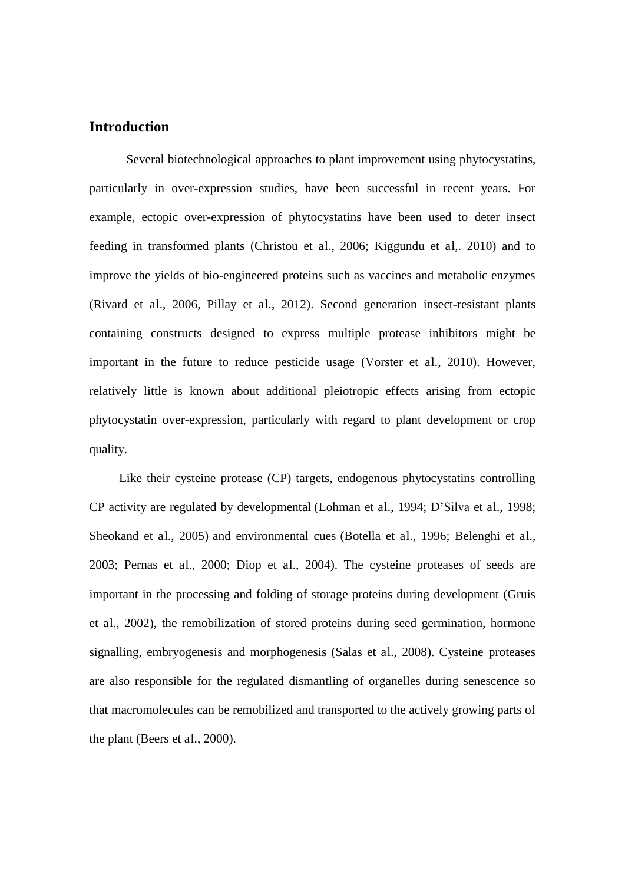## Introduction

Several biotechnological approaches to plant improvement using phytocystatins, particularly in over-expression studies, have been successful in recent years. For example, ectopic over-expression of phytocystatins have been used to deter insect feeding in transformed plants (Christou et al., 2006; Kiggundu et al,. 2010) and to improve the yields of bio-engineered proteins such as vaccines and metabolic enzymes (Rivard et al., 2006, Pillay et al., 2012). Second generation insect-resistant plants containing constructs designed to express multiple protease inhibitors might be important in the future to reduce pesticide usage (Vorster et al., 2010). However, relatively little is known about additional pleiotropic effects arising from ectopic phytocystatin over-expression, particularly with regard to plant development or crop quality.

Like their cysteine protease (CP) targets, endogenous phytocystatins controlling CP activity are regulated by developmental (Lohman et al., 1994; D'Silva et al., 1998; Sheokand et al., 2005) and environmental cues (Botella et al., 1996; Belenghi et al., 2003; Pernas et al., 2000; Diop et al., 2004). The cysteine proteases of seeds are important in the processing and folding of storage proteins during development (Gruis et al., 2002), the remobilization of stored proteins during seed germination, hormone signalling, embryogenesis and morphogenesis (Salas et al., 2008). Cysteine proteases are also responsible for the regulated dismantling of organelles during senescence so that macromolecules can be remobilized and transported to the actively growing parts of the plant (Beers et al., 2000).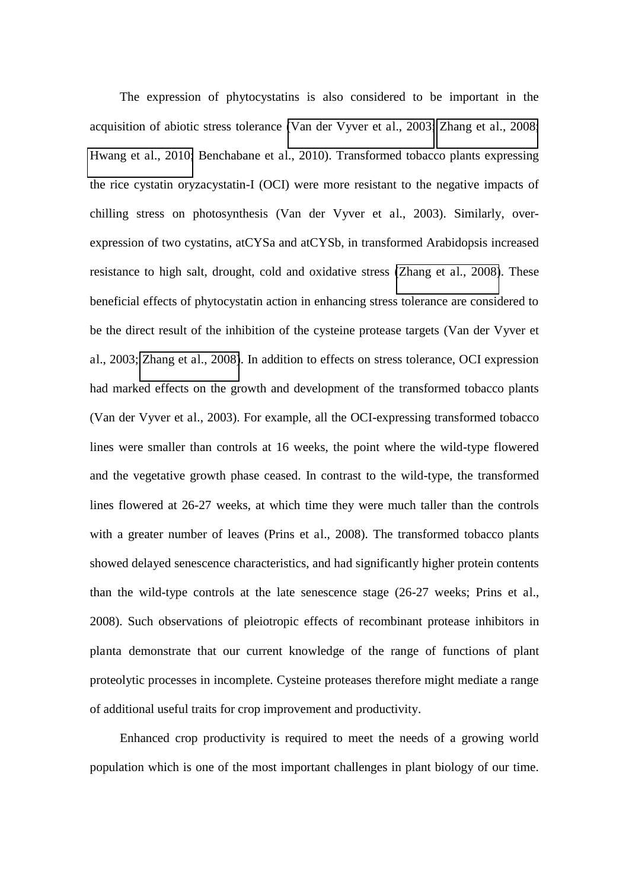The expression of phytocystatins is also considered to be important in the acquisition of abiotic stress tolerance (Van der Vyver et al., 2003; Zhang et al., 2008; Hwang et al., 2010; Benchabane et al., 2010). Transformed tobacco plants expressing the rice cystatin oryzacystatin-I (OCI) were more resistant to the negative impacts of chilling stress on photosynthesis (Van der Vyver et al., 2003). Similarly, over-expression of two cystatins, atCYSa and atCYSb, in transformed Arabidopsis increased resistance to high salt, drought, cold and oxidative stress (Zhang et al., 2008). These beneficial effects of phytocystatin action in enhancing stress tolerance are considered to be the direct result of the inhibition of the cysteine protease targets (Van der Vyver et al., 2003; Zhang et al., 2008). In addition to effects on stress tolerance, OCI expression had marked effects on the growth and development of the transformed tobacco plants (Van der Vyver et al., 2003). For example, all the OCI-expressing transformed tobacco lines were smaller than controls at 16 weeks, the point where the wild-type flowered and the vegetative growth phase ceased. In contrast to the wild-type, the transformed lines flowered at 26-27 weeks, at which time they were much taller than the controls with a greater number of leaves (Prins et al., 2008). The transformed tobacco plants showed delayed senescence characteristics, and had significantly higher protein contents than the wild-type controls at the late senescence stage (26-27 weeks; Prins et al., 2008). Such observations of pleiotropic effects of recombinant protease inhibitors in planta demonstrate that our current knowledge of the range of functions of plant proteolytic processes in incomplete. Cysteine proteases therefore might mediate a range of additional useful traits for crop improvement and productivity.

Enhanced crop productivity is required to meet the needs of a growing world population which is one of the most important challenges in plant biology of our time.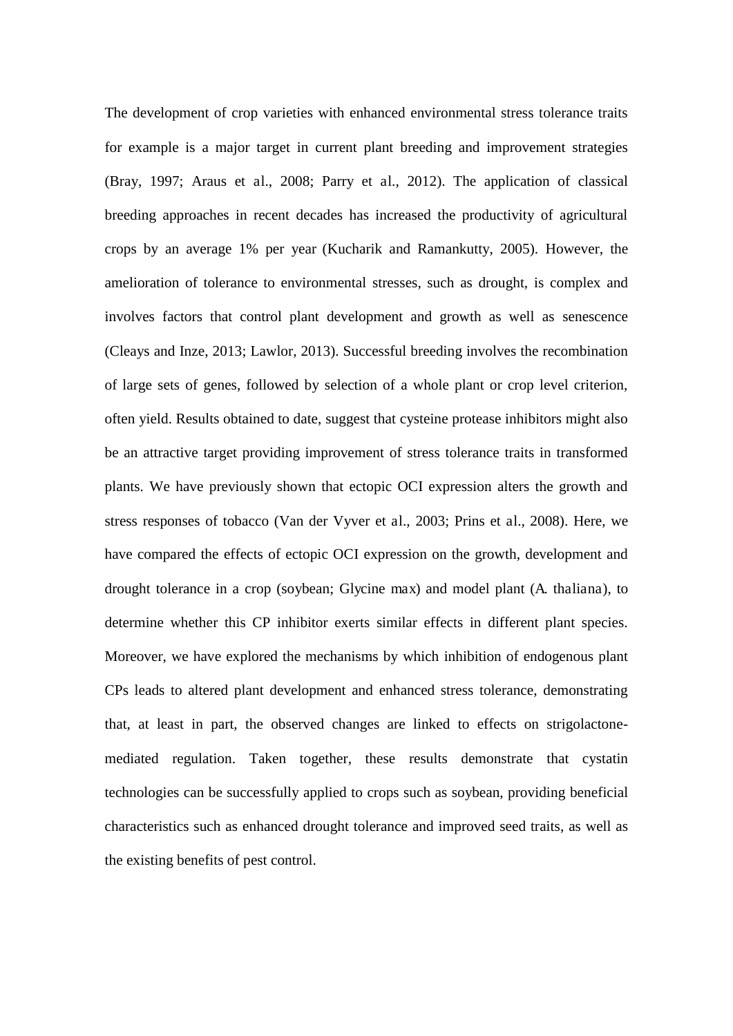The development of crop varieties with enhanced environmental stress tolerance traits for example is a major target in current plant breeding and improvement strategies (Bray, 1997; Araus et al., 2008; Parry et al., 2012). The application of classical breeding approaches in recent decades has increased the productivity of agricultural crops by an average 1% per year (Kucharik and Ramankutty, 2005). However, the amelioration of tolerance to environmental stresses, such as drought, is complex and involves factors that control plant development and growth as well as senescence (Cleays and Inze, 2013; Lawlor, 2013). Successful breeding involves the recombination of large sets of genes, followed by selection of a whole plant or crop level criterion, often yield. Results obtained to date, suggest that cysteine protease inhibitors might also be an attractive target providing improvement of stress tolerance traits in transformed plants. We have previously shown that ectopic OCI expression alters the growth and stress responses of tobacco (Van der Vyver et al., 2003; Prins et al., 2008). Here, we have compared the effects of ectopic OCI expression on the growth, development and drought tolerance in a crop (soybean; Glycine max) and model plant (A. thaliana), to determine whether this CP inhibitor exerts similar effects in different plant species. Moreover, we have explored the mechanisms by which inhibition of endogenous plant CPs leads to altered plant development and enhanced stress tolerance, demonstrating that, at least in part, the observed changes are linked to effects on strigolactone-mediated regulation. Taken together, these results demonstrate that cystatin technologies can be successfully applied to crops such as soybean, providing beneficial characteristics such as enhanced drought tolerance and improved seed traits, as well as the existing benefits of pest control.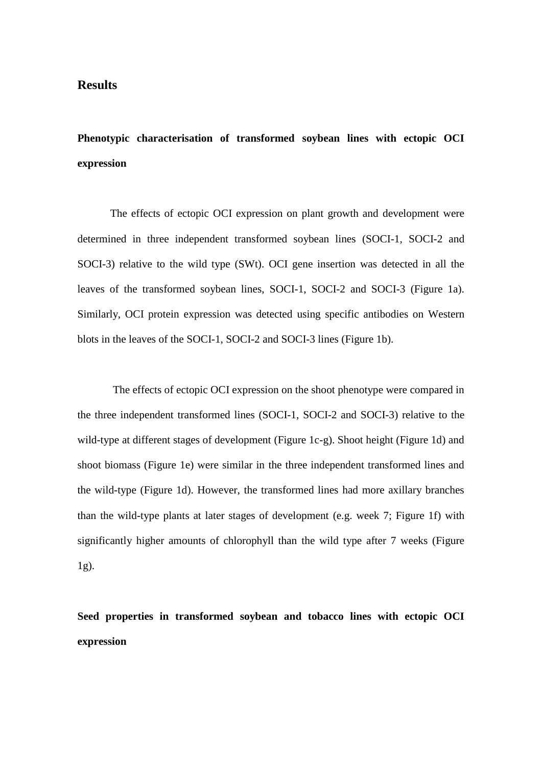## Results

### Phenotypic characterisation of transformed soybean lines with ectopic OCI expression

The effects of ectopic OCI expression on plant growth and development were determined in three independent transformed soybean lines (SOCI-1, SOCI-2 and SOCI-3) relative to the wild type (SWt). OCI gene insertion was detected in all the leaves of the transformed soybean lines, SOCI-1, SOCI-2 and SOCI-3 (Figure 1a). Similarly, OCI protein expression was detected using specific antibodies on Western blots in the leaves of the SOCI-1, SOCI-2 and SOCI-3 lines (Figure 1b).

The effects of ectopic OCI expression on the shoot phenotype were compared in the three independent transformed lines (SOCI-1, SOCI-2 and SOCI-3) relative to the wild-type at different stages of development (Figure 1c-g). Shoot height (Figure 1d) and shoot biomass (Figure 1e) were similar in the three independent transformed lines and the wild-type (Figure 1d). However, the transformed lines had more axillary branches than the wild-type plants at later stages of development (e.g. week 7; Figure 1f) with significantly higher amounts of chlorophyll than the wild type after 7 weeks (Figure 1g).

### Seed properties in transformed soybean and tobacco lines with ectopic OCI expression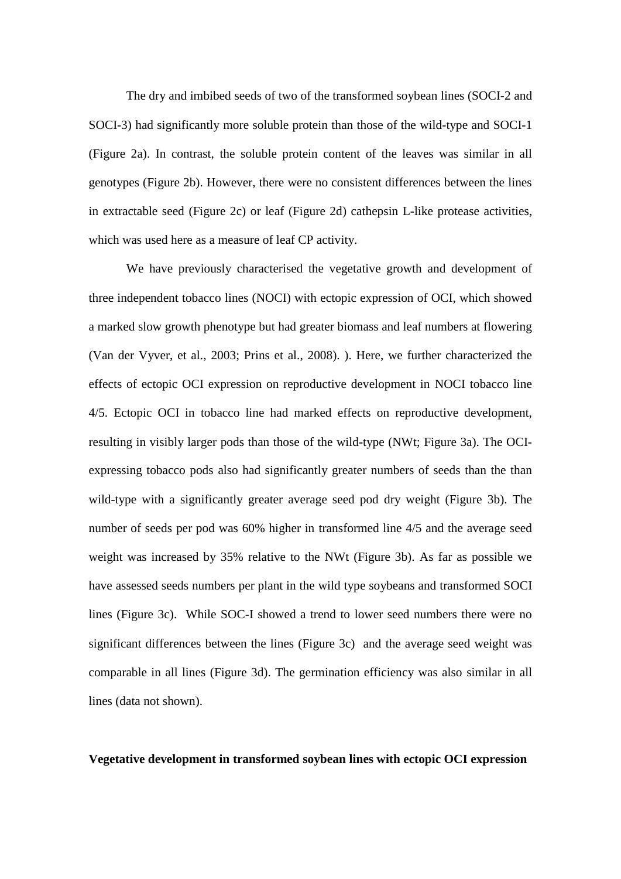The dry and imbibed seeds of two of the transformed soybean lines (SOCI-2 and SOCI-3) had significantly more soluble protein than those of the wild-type and SOCI-1 (Figure 2a). In contrast, the soluble protein content of the leaves was similar in all genotypes (Figure 2b). However, there were no consistent differences between the lines in extractable seed (Figure 2c) or leaf (Figure 2d) cathepsin L-like protease activities, which was used here as a measure of leaf CP activity.

We have previously characterised the vegetative growth and development of three independent tobacco lines (NOCI) with ectopic expression of OCI, which showed a marked slow growth phenotype but had greater biomass and leaf numbers at flowering (Van der Vyver, et al., 2003; Prins et al., 2008). ). Here, we further characterized the effects of ectopic OCI expression on reproductive development in NOCI tobacco line 4/5. Ectopic OCI in tobacco line had marked effects on reproductive development, resulting in visibly larger pods than those of the wild-type (NWt; Figure 3a). The OCI-expressing tobacco pods also had significantly greater numbers of seeds than the than wild-type with a significantly greater average seed pod dry weight (Figure 3b). The number of seeds per pod was 60% higher in transformed line 4/5 and the average seed weight was increased by 35% relative to the NWt (Figure 3b). As far as possible we have assessed seeds numbers per plant in the wild type soybeans and transformed SOCI lines (Figure 3c). While SOC-I showed a trend to lower seed numbers there were no significant differences between the lines (Figure 3c) and the average seed weight was comparable in all lines (Figure 3d). The germination efficiency was also similar in all lines (data not shown).

**Vegetative development in transformed soybean lines with ectopic OCI expression**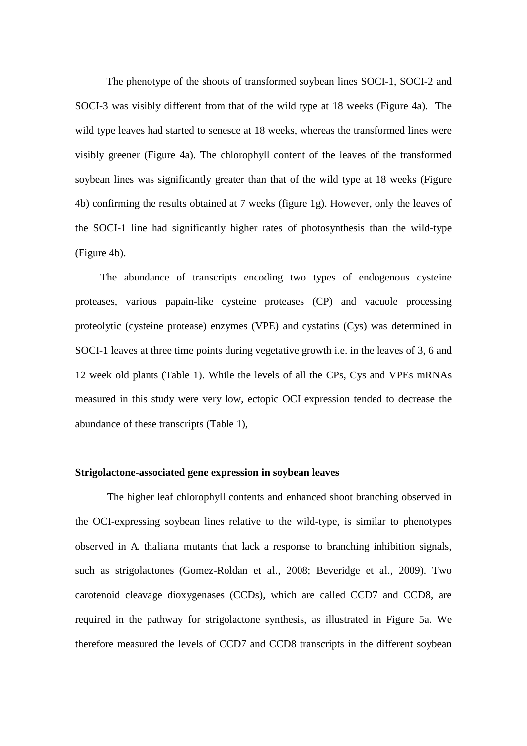The phenotype of the shoots of transformed soybean lines SOCI-1, SOCI-2 and SOCI-3 was visibly different from that of the wild type at 18 weeks (Figure 4a). The wild type leaves had started to senesce at 18 weeks, whereas the transformed lines were visibly greener (Figure 4a). The chlorophyll content of the leaves of the transformed soybean lines was significantly greater than that of the wild type at 18 weeks (Figure 4b) confirming the results obtained at 7 weeks (figure 1g). However, only the leaves of the SOCI-1 line had significantly higher rates of photosynthesis than the wild-type (Figure 4b).

The abundance of transcripts encoding two types of endogenous cysteine proteases, various papain-like cysteine proteases (CP) and vacuole processing proteolytic (cysteine protease) enzymes (VPE) and cystatins (Cys) was determined in SOCI-1 leaves at three time points during vegetative growth i.e. in the leaves of 3, 6 and 12 week old plants (Table 1). While the levels of all the CPs, Cys and VPEs mRNAs measured in this study were very low, ectopic OCI expression tended to decrease the abundance of these transcripts (Table 1),

**Strigolactone-associated gene expression in soybean leaves**

The higher leaf chlorophyll contents and enhanced shoot branching observed in the OCI-expressing soybean lines relative to the wild-type, is similar to phenotypes observed in *A. thaliana* mutants that lack a response to branching inhibition signals, such as strigolactones (Gomez-Roldan et al., 2008; Beveridge et al., 2009). Two carotenoid cleavage dioxygenases (CCDs), which are called CCD7 and CCD8, are required in the pathway for strigolactone synthesis, as illustrated in Figure 5a. We therefore measured the levels of CCD7 and CCD8 transcripts in the different soybean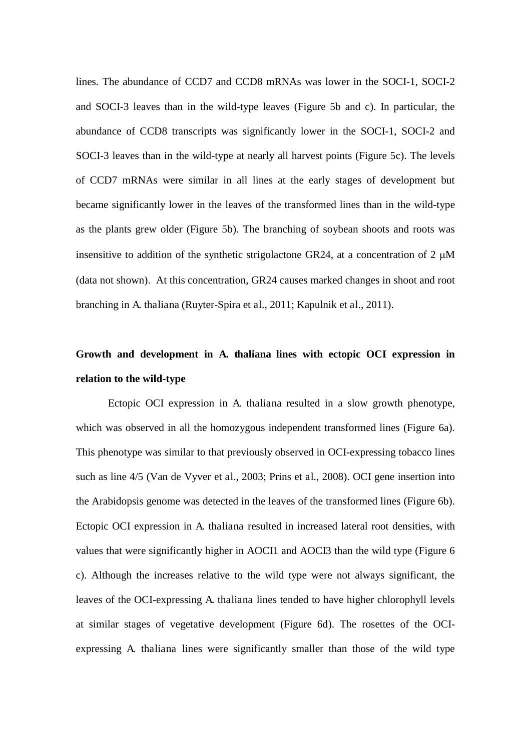lines. The abundance of CCD7 and CCD8 mRNAs was lower in the SOCI-1, SOCI-2 and SOCI-3 leaves than in the wild-type leaves (Figure 5b and c). In particular, the abundance of CCD8 transcripts was significantly lower in the SOCI-1, SOCI-2 and SOCI-3 leaves than in the wild-type at nearly all harvest points (Figure 5c). The levels of CCD7 mRNAs were similar in all lines at the early stages of development but became significantly lower in the leaves of the transformed lines than in the wild-type as the plants grew older (Figure 5b). The branching of soybean shoots and roots was insensitive to addition of the synthetic strigolactone GR24, at a concentration of 2 μM (data not shown). At this concentration, GR24 causes marked changes in shoot and root branching in A. thaliana (Ruyter-Spira et al., 2011; Kapulnik et al., 2011).

**Growth and development in A. thaliana lines with ectopic OCI expression in relation to the wild-type**

Ectopic OCI expression in A. thaliana resulted in a slow growth phenotype, which was observed in all the homozygous independent transformed lines (Figure 6a). This phenotype was similar to that previously observed in OCI-expressing tobacco lines such as line 4/5 (Van de Vyver et al., 2003; Prins et al., 2008). OCI gene insertion into the Arabidopsis genome was detected in the leaves of the transformed lines (Figure 6b). Ectopic OCI expression in A. thaliana resulted in increased lateral root densities, with values that were significantly higher in AOCI1 and AOCI3 than the wild type (Figure 6 c). Although the increases relative to the wild type were not always significant, the leaves of the OCI-expressing A. thaliana lines tended to have higher chlorophyll levels at similar stages of vegetative development (Figure 6d). The rosettes of the OCI-expressing A. thaliana lines were significantly smaller than those of the wild type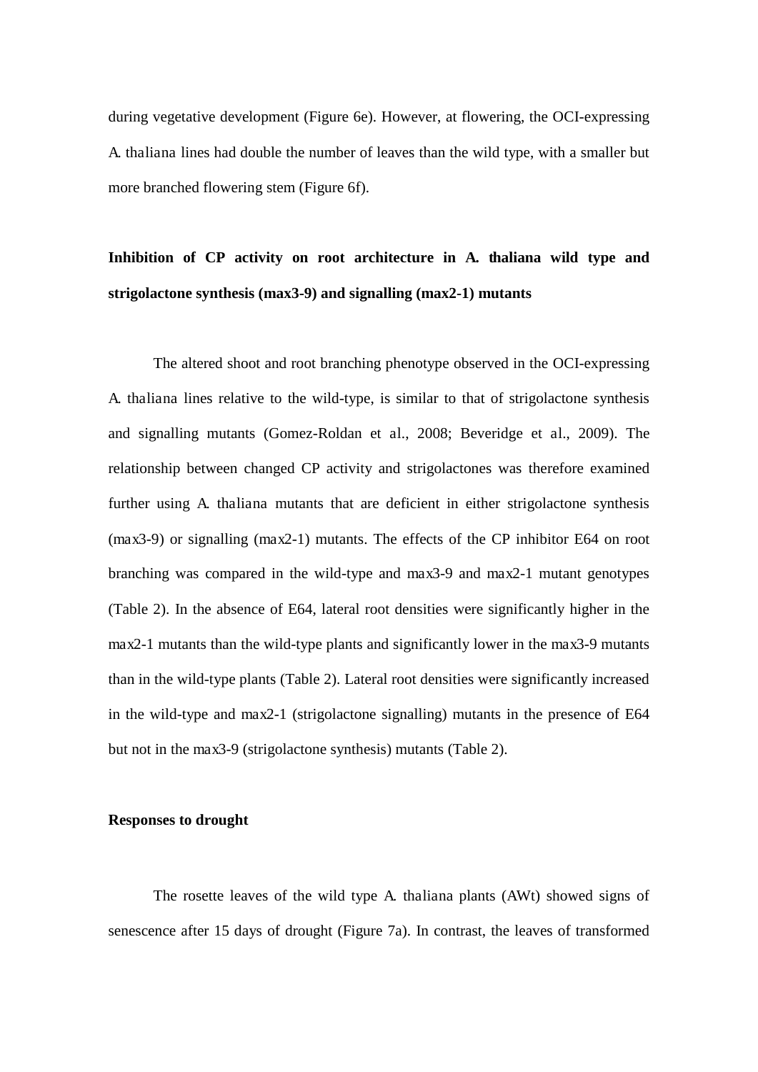during vegetative development (Figure 6e). However, at flowering, the OCI-expressing A. thaliana lines had double the number of leaves than the wild type, with a smaller but more branched flowering stem (Figure 6f).

**Inhibition of CP activity on root architecture in A. thaliana wild type and strigolactone synthesis (max3-9) and signalling (max2-1) mutants**

The altered shoot and root branching phenotype observed in the OCI-expressing A. thaliana lines relative to the wild-type, is similar to that of strigolactone synthesis and signalling mutants (Gomez-Roldan et al., 2008; Beveridge et al., 2009). The relationship between changed CP activity and strigolactones was therefore examined further using A. thaliana mutants that are deficient in either strigolactone synthesis (max3-9) or signalling (max2-1) mutants. The effects of the CP inhibitor E64 on root branching was compared in the wild-type and max3-9 and max2-1 mutant genotypes (Table 2). In the absence of E64, lateral root densities were significantly higher in the max2-1 mutants than the wild-type plants and significantly lower in the max3-9 mutants than in the wild-type plants (Table 2). Lateral root densities were significantly increased in the wild-type and max2-1 (strigolactone signalling) mutants in the presence of E64 but not in the max3-9 (strigolactone synthesis) mutants (Table 2).

**Responses to drought**

The rosette leaves of the wild type A. thaliana plants (AWt) showed signs of senescence after 15 days of drought (Figure 7a). In contrast, the leaves of transformed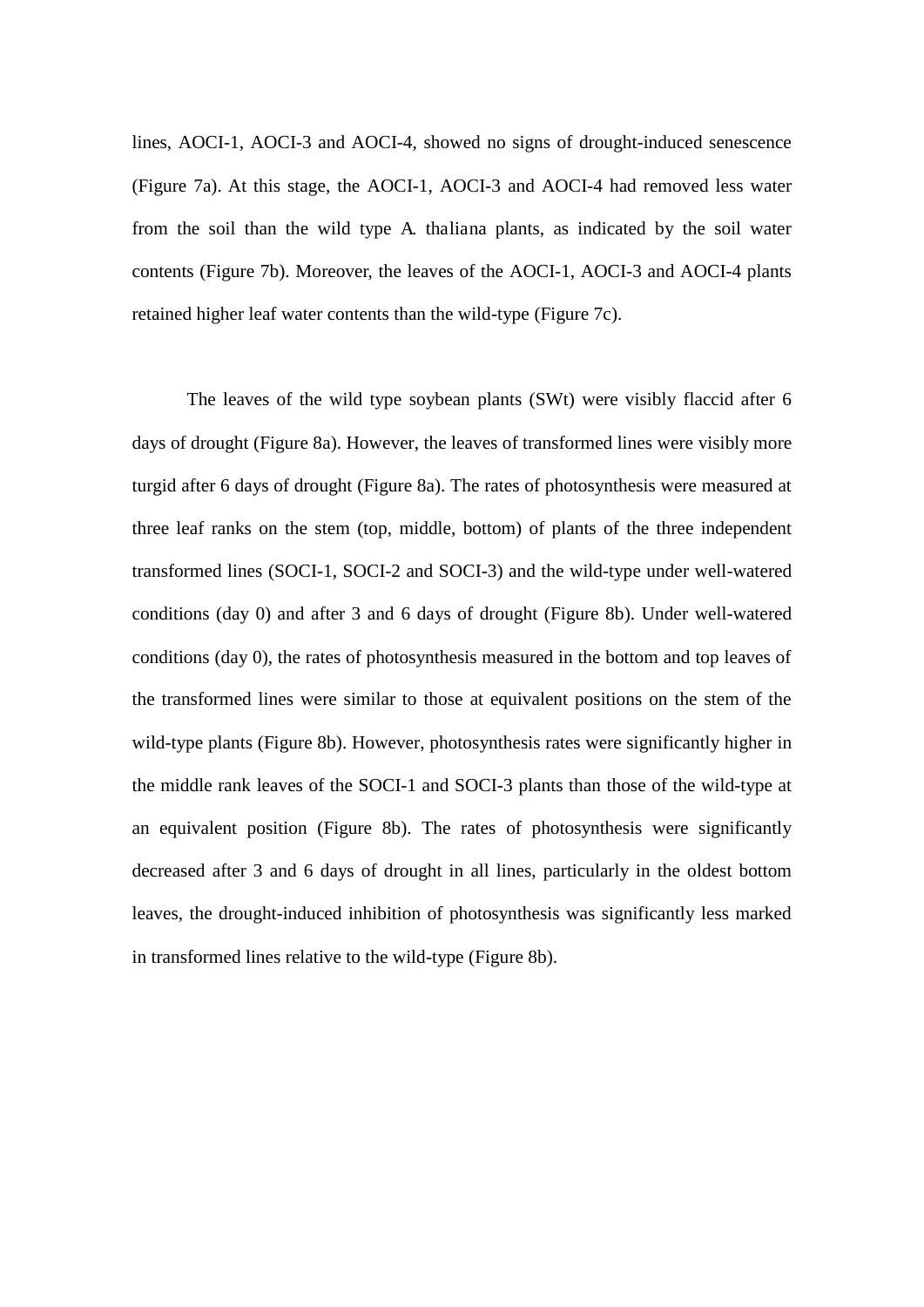lines, AOCI-1, AOCI-3 and AOCI-4, showed no signs of drought-induced senescence (Figure 7a). At this stage, the AOCI-1, AOCI-3 and AOCI-4 had removed less water from the soil than the wild type *A. thaliana* plants, as indicated by the soil water contents (Figure 7b). Moreover, the leaves of the AOCI-1, AOCI-3 and AOCI-4 plants retained higher leaf water contents than the wild-type (Figure 7c).

The leaves of the wild type soybean plants (SWt) were visibly flaccid after 6 days of drought (Figure 8a). However, the leaves of transformed lines were visibly more turgid after 6 days of drought (Figure 8a). The rates of photosynthesis were measured at three leaf ranks on the stem (top, middle, bottom) of plants of the three independent transformed lines (SOCI-1, SOCI-2 and SOCI-3) and the wild-type under well-watered conditions (day 0) and after 3 and 6 days of drought (Figure 8b). Under well-watered conditions (day 0), the rates of photosynthesis measured in the bottom and top leaves of the transformed lines were similar to those at equivalent positions on the stem of the wild-type plants (Figure 8b). However, photosynthesis rates were significantly higher in the middle rank leaves of the SOCI-1 and SOCI-3 plants than those of the wild-type at an equivalent position (Figure 8b). The rates of photosynthesis were significantly decreased after 3 and 6 days of drought in all lines, particularly in the oldest bottom leaves, the drought-induced inhibition of photosynthesis was significantly less marked in transformed lines relative to the wild-type (Figure 8b).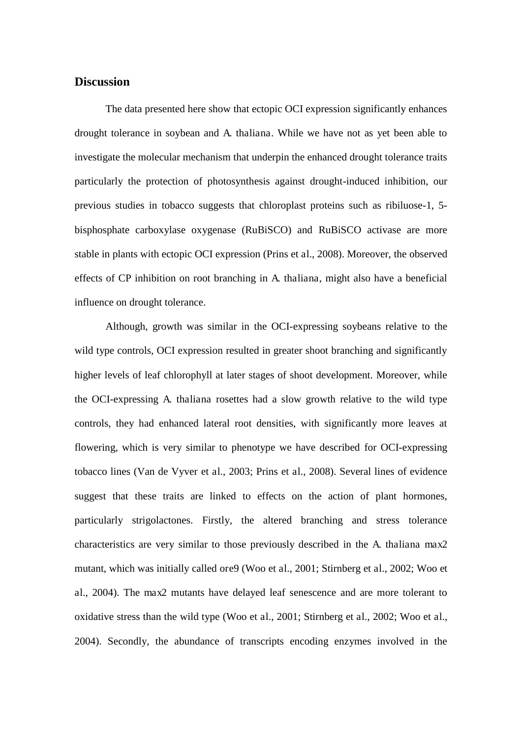## Discussion

The data presented here show that ectopic OCI expression significantly enhances drought tolerance in soybean and A. thaliana. While we have not as yet been able to investigate the molecular mechanism that underpin the enhanced drought tolerance traits particularly the protection of photosynthesis against drought-induced inhibition, our previous studies in tobacco suggests that chloroplast proteins such as ribiluose-1, 5-bisphosphate carboxylase oxygenase (RuBiSCO) and RuBiSCO activase are more stable in plants with ectopic OCI expression (Prins et al., 2008). Moreover, the observed effects of CP inhibition on root branching in A. thaliana, might also have a beneficial influence on drought tolerance.

Although, growth was similar in the OCI-expressing soybeans relative to the wild type controls, OCI expression resulted in greater shoot branching and significantly higher levels of leaf chlorophyll at later stages of shoot development. Moreover, while the OCI-expressing A. thaliana rosettes had a slow growth relative to the wild type controls, they had enhanced lateral root densities, with significantly more leaves at flowering, which is very similar to phenotype we have described for OCI-expressing tobacco lines (Van de Vyver et al., 2003; Prins et al., 2008). Several lines of evidence suggest that these traits are linked to effects on the action of plant hormones, particularly strigolactones. Firstly, the altered branching and stress tolerance characteristics are very similar to those previously described in the A. thaliana max2 mutant, which was initially called ore9 (Woo et al., 2001; Stirnberg et al., 2002; Woo et al., 2004). The max2 mutants have delayed leaf senescence and are more tolerant to oxidative stress than the wild type (Woo et al., 2001; Stirnberg et al., 2002; Woo et al., 2004). Secondly, the abundance of transcripts encoding enzymes involved in the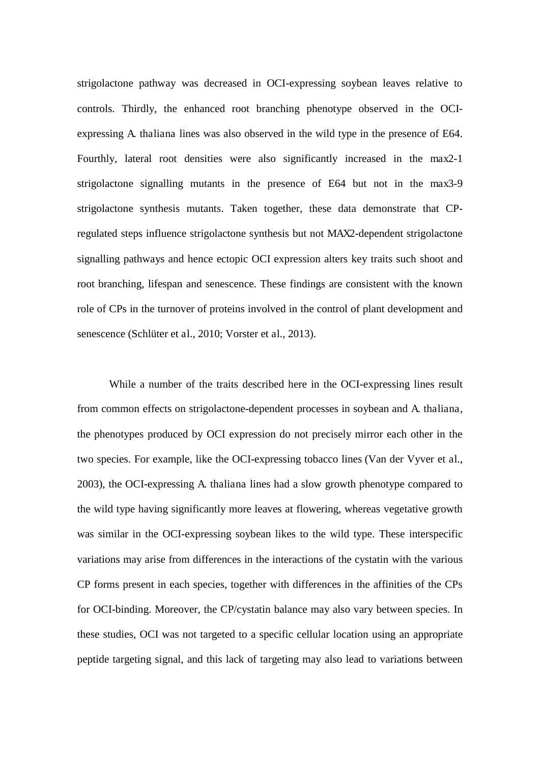strigolactone pathway was decreased in OCI-expressing soybean leaves relative to controls. Thirdly, the enhanced root branching phenotype observed in the OCI-expressing *A. thaliana* lines was also observed in the wild type in the presence of E64. Fourthly, lateral root densities were also significantly increased in the *max2-1* strigolactone signalling mutants in the presence of E64 but not in the *max3-9* strigolactone synthesis mutants. Taken together, these data demonstrate that CP-regulated steps influence strigolactone synthesis but not MAX2-dependent strigolactone signalling pathways and hence ectopic OCI expression alters key traits such shoot and root branching, lifespan and senescence. These findings are consistent with the known role of CPs in the turnover of proteins involved in the control of plant development and senescence (Schlüter et al., 2010; Vorster et al., 2013).

While a number of the traits described here in the OCI-expressing lines result from common effects on strigolactone-dependent processes in soybean and *A. thaliana*, the phenotypes produced by OCI expression do not precisely mirror each other in the two species. For example, like the OCI-expressing tobacco lines (Van der Vyver et al., 2003), the OCI-expressing *A. thaliana* lines had a slow growth phenotype compared to the wild type having significantly more leaves at flowering, whereas vegetative growth was similar in the OCI-expressing soybean likes to the wild type. These interspecific variations may arise from differences in the interactions of the cystatin with the various CP forms present in each species, together with differences in the affinities of the CPs for OCI-binding. Moreover, the CP/cystatin balance may also vary between species. In these studies, OCI was not targeted to a specific cellular location using an appropriate peptide targeting signal, and this lack of targeting may also lead to variations between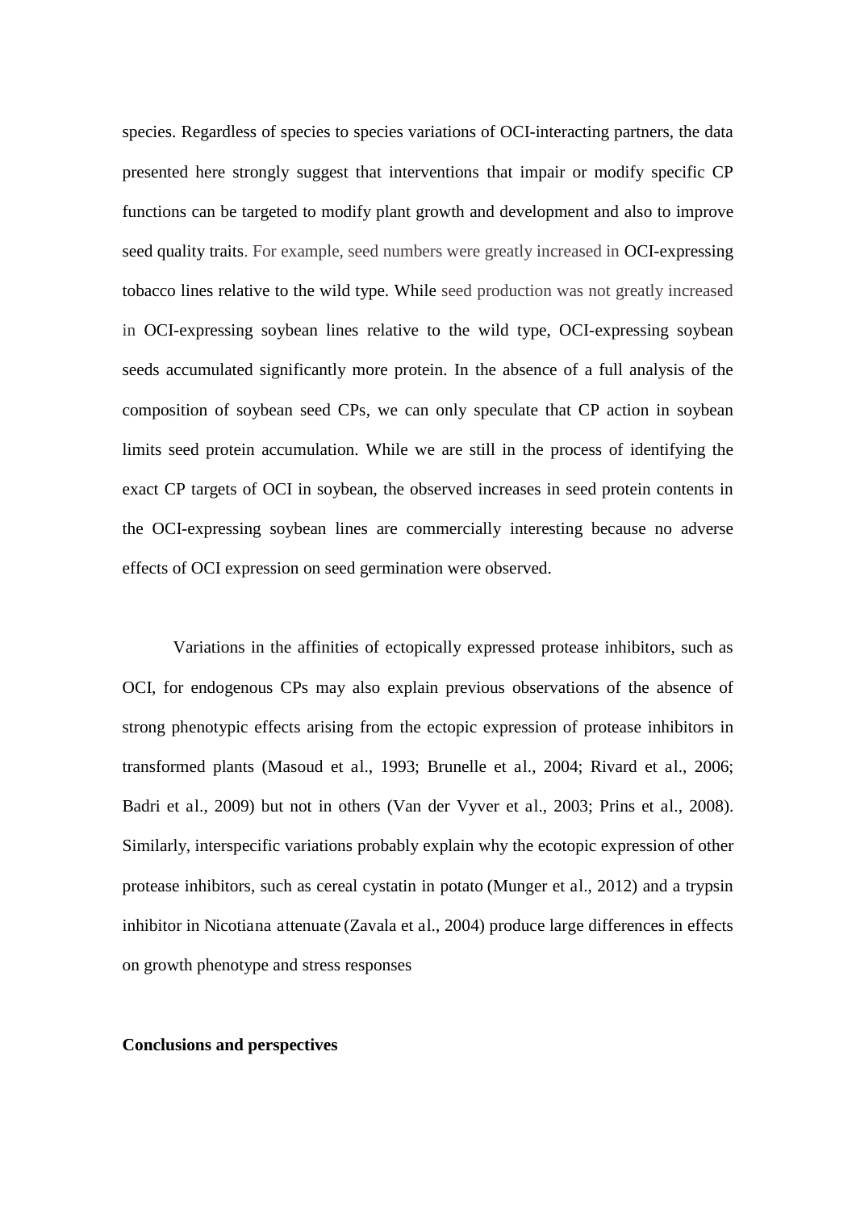species. Regardless of species to species variations of OCI-interacting partners, the data presented here strongly suggest that interventions that impair or modify specific CP functions can be targeted to modify plant growth and development and also to improve seed quality traits. For example, seed numbers were greatly increased in OCI-expressing tobacco lines relative to the wild type. While seed production was not greatly increased in OCI-expressing soybean lines relative to the wild type, OCI-expressing soybean seeds accumulated significantly more protein. In the absence of a full analysis of the composition of soybean seed CPs, we can only speculate that CP action in soybean limits seed protein accumulation. While we are still in the process of identifying the exact CP targets of OCI in soybean, the observed increases in seed protein contents in the OCI-expressing soybean lines are commercially interesting because no adverse effects of OCI expression on seed germination were observed.

Variations in the affinities of ectopically expressed protease inhibitors, such as OCI, for endogenous CPs may also explain previous observations of the absence of strong phenotypic effects arising from the ectopic expression of protease inhibitors in transformed plants (Masoud et al., 1993; Brunelle et al., 2004; Rivard et al., 2006; Badri et al., 2009) but not in others (Van der Vyver et al., 2003; Prins et al., 2008). Similarly, interspecific variations probably explain why the ecotopic expression of other protease inhibitors, such as cereal cystatin in potato (Munger et al., 2012) and a trypsin inhibitor in *Nicotiana attenuate* (Zavala et al., 2004) produce large differences in effects on growth phenotype and stress responses

**Conclusions and perspectives**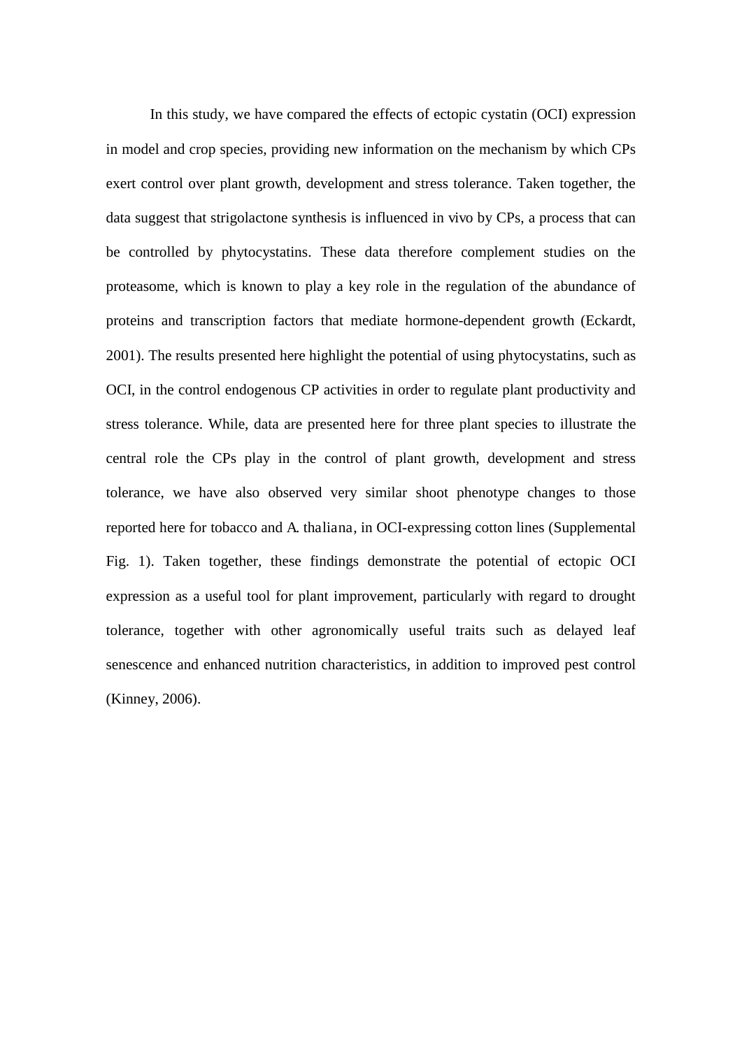In this study, we have compared the effects of ectopic cystatin (OCI) expression in model and crop species, providing new information on the mechanism by which CPs exert control over plant growth, development and stress tolerance. Taken together, the data suggest that strigolactone synthesis is influenced in vivo by CPs, a process that can be controlled by phytocystatins. These data therefore complement studies on the proteasome, which is known to play a key role in the regulation of the abundance of proteins and transcription factors that mediate hormone-dependent growth (Eckardt, 2001). The results presented here highlight the potential of using phytocystatins, such as OCI, in the control endogenous CP activities in order to regulate plant productivity and stress tolerance. While, data are presented here for three plant species to illustrate the central role the CPs play in the control of plant growth, development and stress tolerance, we have also observed very similar shoot phenotype changes to those reported here for tobacco and A. thaliana, in OCI-expressing cotton lines (Supplemental Fig. 1). Taken together, these findings demonstrate the potential of ectopic OCI expression as a useful tool for plant improvement, particularly with regard to drought tolerance, together with other agronomically useful traits such as delayed leaf senescence and enhanced nutrition characteristics, in addition to improved pest control (Kinney, 2006).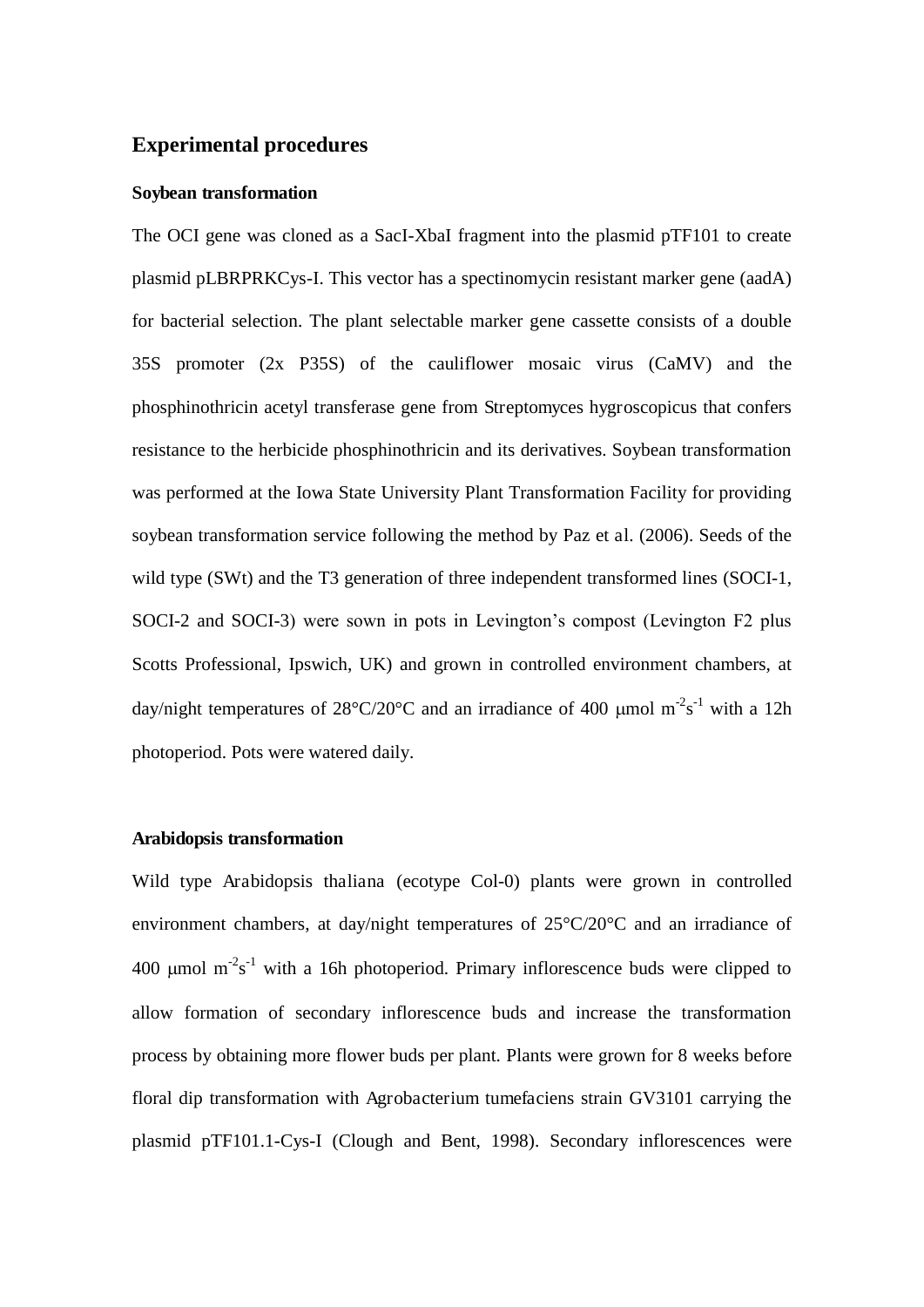## Experimental procedures

### Soybean transformation

The OCI gene was cloned as a SacI-XbaI fragment into the plasmid pTF101 to create plasmid pLBRPRKCys-I. This vector has a spectinomycin resistant marker gene (aadA) for bacterial selection. The plant selectable marker gene cassette consists of a double 35S promoter (2x P35S) of the cauliflower mosaic virus (CaMV) and the phosphinothricin acetyl transferase gene from Streptomyces hygroscopicus that confers resistance to the herbicide phosphinothricin and its derivatives. Soybean transformation was performed at the Iowa State University Plant Transformation Facility for providing soybean transformation service following the method by Paz et al. (2006). Seeds of the wild type (SWt) and the T3 generation of three independent transformed lines (SOCI-1, SOCI-2 and SOCI-3) were sown in pots in Levington's compost (Levington F2 plus Scotts Professional, Ipswich, UK) and grown in controlled environment chambers, at day/night temperatures of 28°C/20°C and an irradiance of 400 μmol $m^{-2}s^{-1}$ with a 12h photoperiod. Pots were watered daily.

### Arabidopsis transformation

Wild type Arabidopsis thaliana (ecotype Col-0) plants were grown in controlled environment chambers, at day/night temperatures of 25°C/20°C and an irradiance of 400 μmol $m^{-2}s^{-1}$ with a 16h photoperiod. Primary inflorescence buds were clipped to allow formation of secondary inflorescence buds and increase the transformation process by obtaining more flower buds per plant. Plants were grown for 8 weeks before floral dip transformation with Agrobacterium tumefaciens strain GV3101 carrying the plasmid pTF101.1-Cys-I (Clough and Bent, 1998). Secondary inflorescences were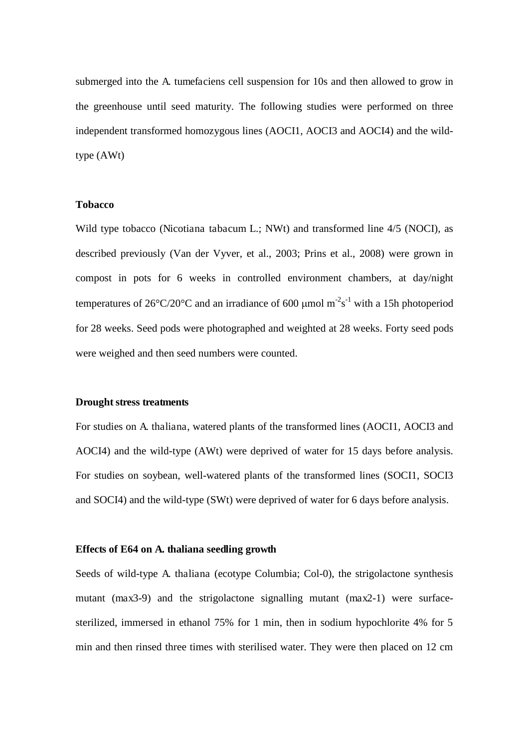submerged into the A. tumefaciens cell suspension for 10s and then allowed to grow in the greenhouse until seed maturity. The following studies were performed on three independent transformed homozygous lines (AOCI1, AOCI3 and AOCI4) and the wild-type (AWt)

**Tobacco**

Wild type tobacco (Nicotiana tabacum L.; NWt) and transformed line 4/5 (NOCI), as described previously (Van der Vyver, et al., 2003; Prins et al., 2008) were grown in compost in pots for 6 weeks in controlled environment chambers, at day/night temperatures of 26°C/20°C and an irradiance of 600 μmol $m^{-2}s^{-1}$ with a 15h photoperiod for 28 weeks. Seed pods were photographed and weighted at 28 weeks. Forty seed pods were weighed and then seed numbers were counted.

**Drought stress treatments**

For studies on A. thaliana, watered plants of the transformed lines (AOCI1, AOCI3 and AOCI4) and the wild-type (AWt) were deprived of water for 15 days before analysis. For studies on soybean, well-watered plants of the transformed lines (SOCI1, SOCI3 and SOCI4) and the wild-type (SWt) were deprived of water for 6 days before analysis.

**Effects of E64 on A. thaliana seedling growth**

Seeds of wild-type A. thaliana (ecotype Columbia; Col-0), the strigolactone synthesis mutant (max3-9) and the strigolactone signalling mutant (max2-1) were surface-sterilized, immersed in ethanol 75% for 1 min, then in sodium hypochlorite 4% for 5 min and then rinsed three times with sterilised water. They were then placed on 12 cm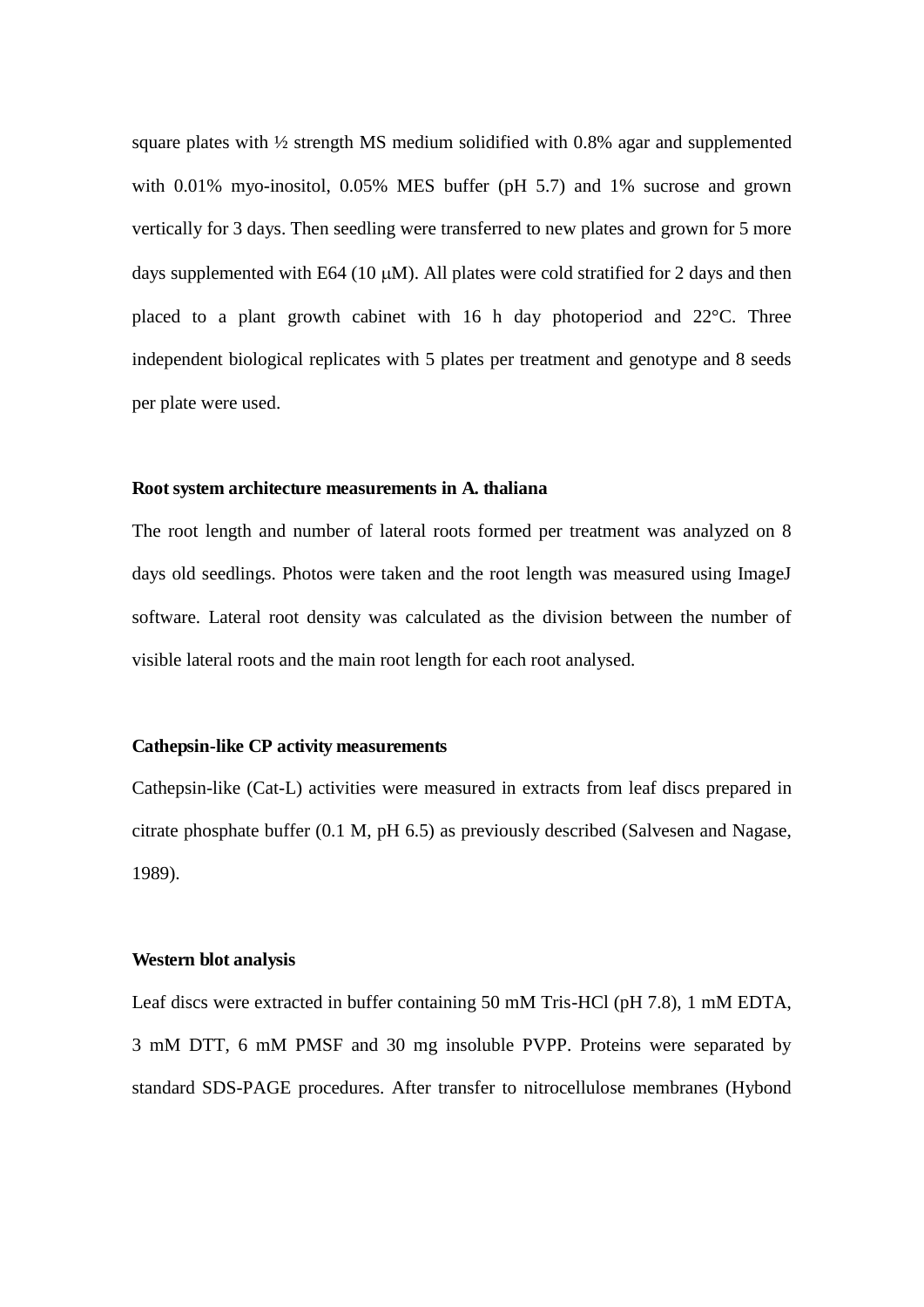square plates with ½ strength MS medium solidified with 0.8% agar and supplemented with 0.01% myo-inositol, 0.05% MES buffer (pH 5.7) and 1% sucrose and grown vertically for 3 days. Then seedling were transferred to new plates and grown for 5 more days supplemented with E64 (10 μM). All plates were cold stratified for 2 days and then placed to a plant growth cabinet with 16 h day photoperiod and 22°C. Three independent biological replicates with 5 plates per treatment and genotype and 8 seeds per plate were used.

**Root system architecture measurements in A. thaliana**

The root length and number of lateral roots formed per treatment was analyzed on 8 days old seedlings. Photos were taken and the root length was measured using ImageJ software. Lateral root density was calculated as the division between the number of visible lateral roots and the main root length for each root analysed.

**Cathepsin-like CP activity measurements**

Cathepsin-like (Cat-L) activities were measured in extracts from leaf discs prepared in citrate phosphate buffer (0.1 M, pH 6.5) as previously described (Salvesen and Nagase, 1989).

**Western blot analysis**

Leaf discs were extracted in buffer containing 50 mM Tris-HCl (pH 7.8), 1 mM EDTA, 3 mM DTT, 6 mM PMSF and 30 mg insoluble PVPP. Proteins were separated by standard SDS-PAGE procedures. After transfer to nitrocellulose membranes (Hybond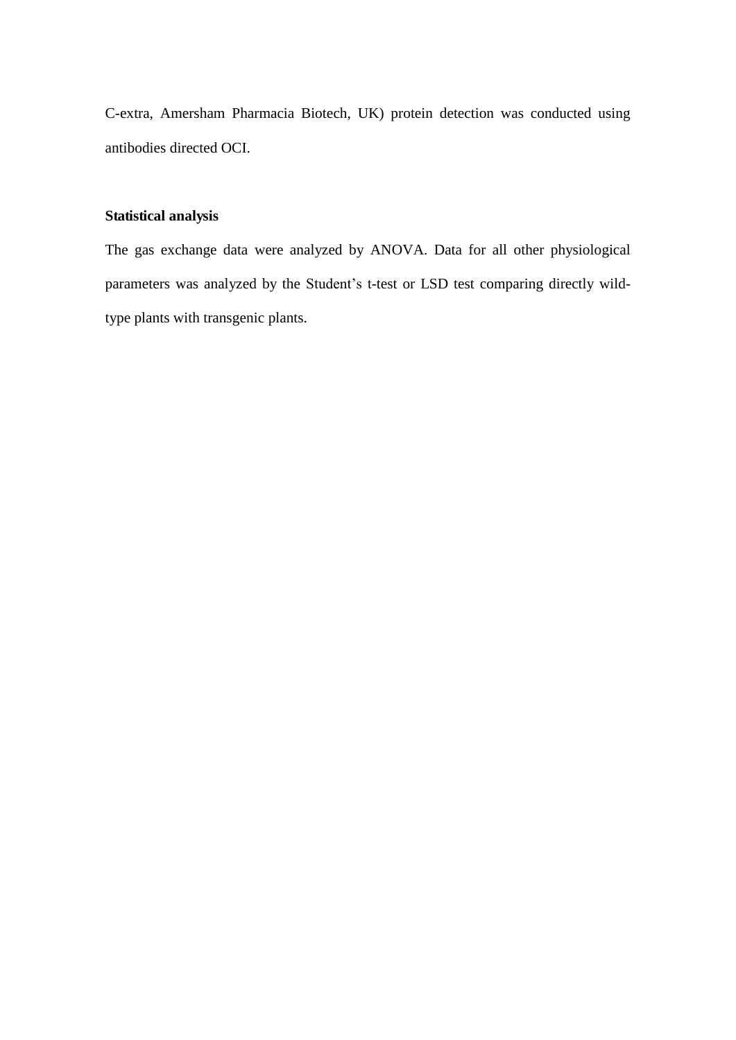C-extra, Amersham Pharmacia Biotech, UK) protein detection was conducted using antibodies directed OCI.

**Statistical analysis**

The gas exchange data were analyzed by ANOVA. Data for all other physiological parameters was analyzed by the Student's t-test or LSD test comparing directly wild-type plants with transgenic plants.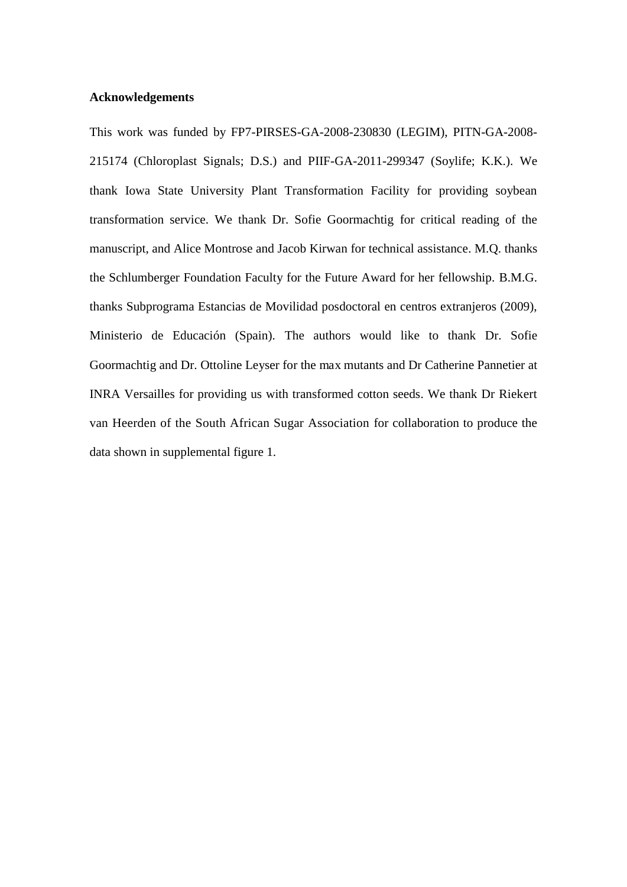**Acknowledgements**

This work was funded by FP7-PIRSES-GA-2008-230830 (LEGIM), PITN-GA-2008-215174 (Chloroplast Signals; D.S.) and PIIF-GA-2011-299347 (Soylife; K.K.). We thank Iowa State University Plant Transformation Facility for providing soybean transformation service. We thank Dr. Sofie Goormachtig for critical reading of the manuscript, and Alice Montrose and Jacob Kirwan for technical assistance. M.Q. thanks the Schlumberger Foundation Faculty for the Future Award for her fellowship. B.M.G. thanks Subprograma Estancias de Movilidad posdoctoral en centros extranjeros (2009), Ministerio de Educación (Spain). The authors would like to thank Dr. Sofie Goormachtig and Dr. Ottoline Leyser for the max mutants and Dr Catherine Pannetier at INRA Versailles for providing us with transformed cotton seeds. We thank Dr Riekert van Heerden of the South African Sugar Association for collaboration to produce the data shown in supplemental figure 1.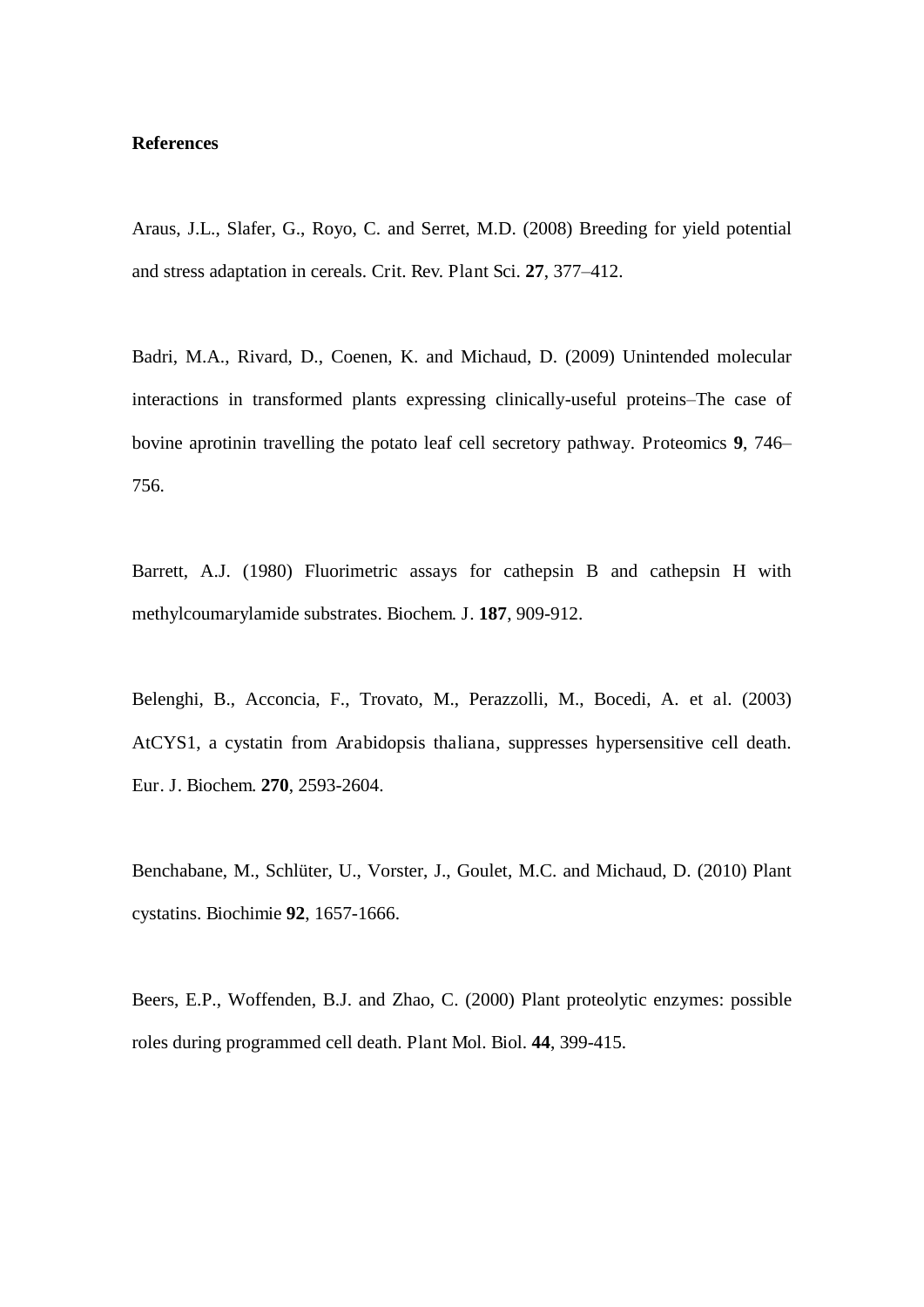**References**

Araus, J.L., Slafer, G., Royo, C. and Serret, M.D. (2008) Breeding for yield potential and stress adaptation in cereals. Crit. Rev. Plant Sci. **27**, 377–412.

Badri, M.A., Rivard, D., Coenen, K. and Michaud, D. (2009) Unintended molecular interactions in transformed plants expressing clinically-useful proteins–The case of bovine aprotinin travelling the potato leaf cell secretory pathway. Proteomics **9**, 746–756.

Barrett, A.J. (1980) Fluorimetric assays for cathepsin B and cathepsin H with methylcoumarylamide substrates. Biochem. J. **187**, 909-912.

Belenghi, B., Acconcia, F., Trovato, M., Perazzolli, M., Bocedi, A. et al. (2003) AtCYS1, a cystatin from Arabidopsis thaliana, suppresses hypersensitive cell death. Eur. J. Biochem. **270**, 2593-2604.

Benchabane, M., Schlüter, U., Vorster, J., Goulet, M.C. and Michaud, D. (2010) Plant cystatins. Biochimie **92**, 1657-1666.

Beers, E.P., Woffenden, B.J. and Zhao, C. (2000) Plant proteolytic enzymes: possible roles during programmed cell death. Plant Mol. Biol. **44**, 399-415.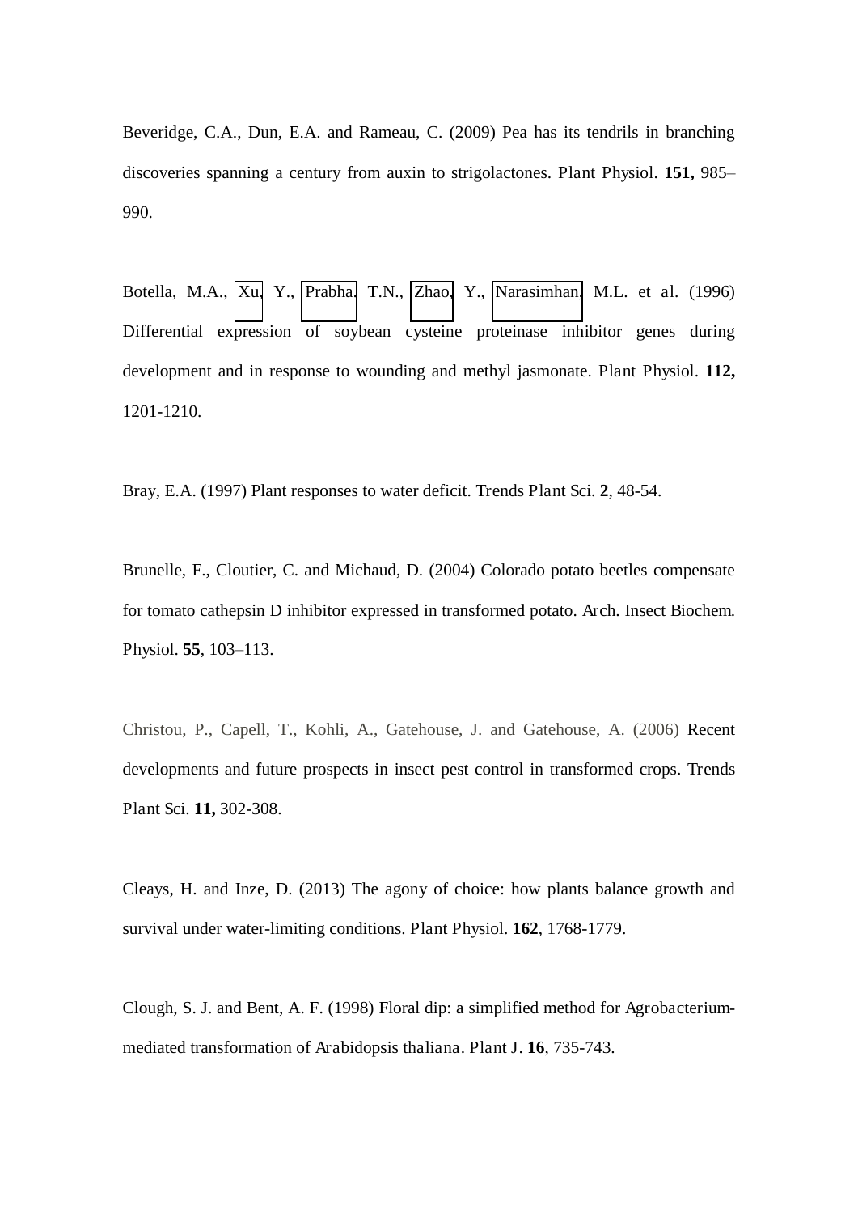Beveridge, C.A., Dun, E.A. and Rameau, C. (2009) Pea has its tendrils in branching discoveries spanning a century from auxin to strigolactones. Plant Physiol. **151,** 985–990.

Botella, M.A., Xu, Y., Prabha, T.N., Zhao, Y., Narasimhan, M.L. et al. (1996) Differential expression of soybean cysteine proteinase inhibitor genes during development and in response to wounding and methyl jasmonate. Plant Physiol. **112,** 1201-1210.

Bray, E.A. (1997) Plant responses to water deficit. Trends Plant Sci. **2**, 48-54.

Brunelle, F., Cloutier, C. and Michaud, D. (2004) Colorado potato beetles compensate for tomato cathepsin D inhibitor expressed in transformed potato. Arch. Insect Biochem. Physiol. **55**, 103–113.

Christou, P., Capell, T., Kohli, A., Gatehouse, J. and Gatehouse, A. (2006) Recent developments and future prospects in insect pest control in transformed crops. Trends Plant Sci. **11,** 302-308.

Cleays, H. and Inze, D. (2013) The agony of choice: how plants balance growth and survival under water-limiting conditions. Plant Physiol. **162**, 1768-1779.

Clough, S. J. and Bent, A. F. (1998) Floral dip: a simplified method for Agrobacterium-mediated transformation of Arabidopsis thaliana. Plant J. **16**, 735-743.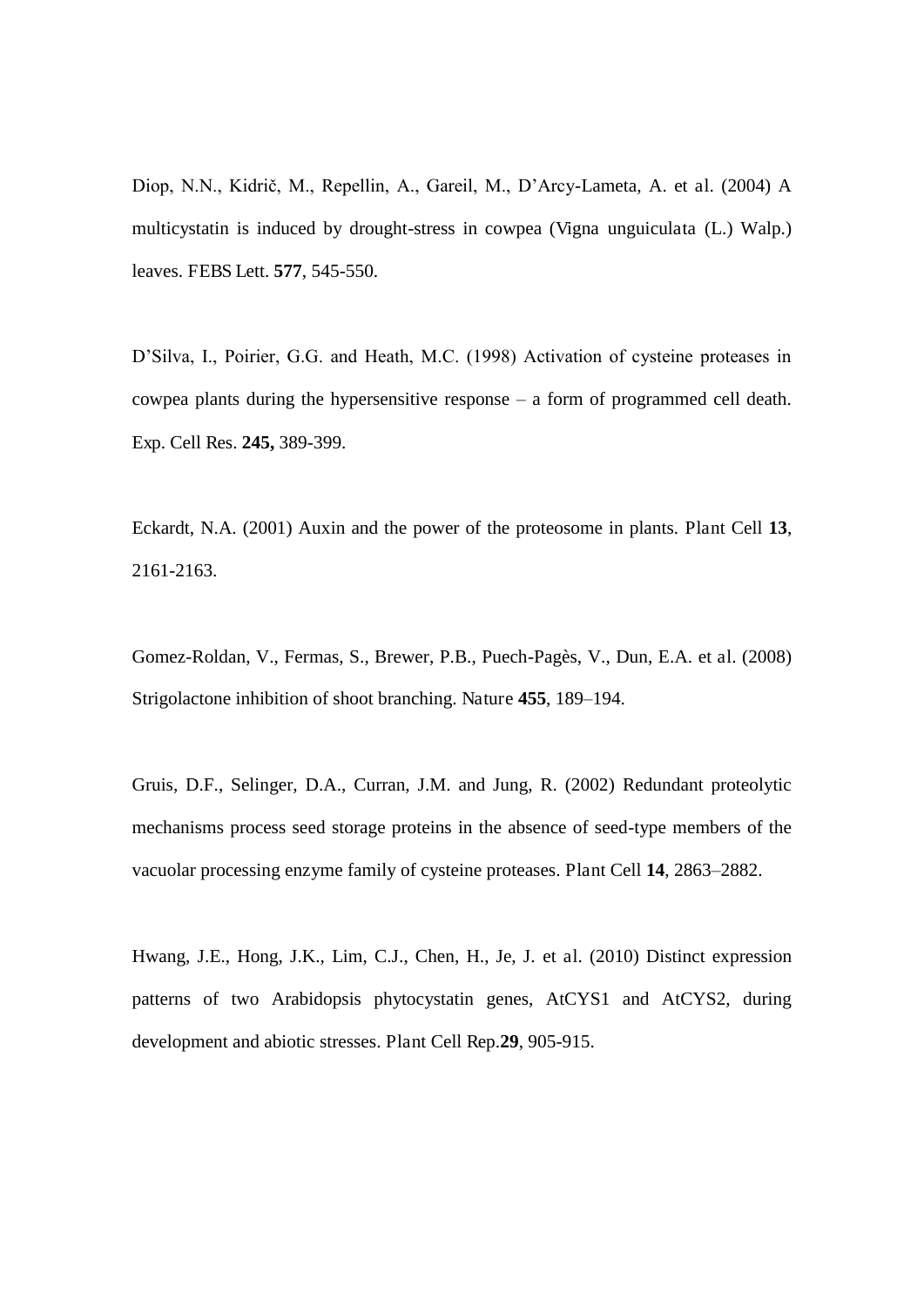Diop, N.N., Kidrič, M., Repellin, A., Gareil, M., D'Arcy-Lameta, A. et al. (2004) A multicystatin is induced by drought-stress in cowpea (Vigna unguiculata (L.) Walp.) leaves. FEBS Lett. **577**, 545-550.

D'Silva, I., Poirier, G.G. and Heath, M.C. (1998) Activation of cysteine proteases in cowpea plants during the hypersensitive response – a form of programmed cell death. Exp. Cell Res. **245,** 389-399.

Eckardt, N.A. (2001) Auxin and the power of the proteosome in plants. Plant Cell **13**, 2161-2163.

Gomez-Roldan, V., Fermas, S., Brewer, P.B., Puech-Pagès, V., Dun, E.A. et al. (2008) Strigolactone inhibition of shoot branching. Nature **455**, 189–194.

Gruis, D.F., Selinger, D.A., Curran, J.M. and Jung, R. (2002) Redundant proteolytic mechanisms process seed storage proteins in the absence of seed-type members of the vacuolar processing enzyme family of cysteine proteases. Plant Cell **14**, 2863–2882.

Hwang, J.E., Hong, J.K., Lim, C.J., Chen, H., Je, J. et al. (2010) Distinct expression patterns of two Arabidopsis phytocystatin genes, AtCYS1 and AtCYS2, during development and abiotic stresses. Plant Cell Rep.**29**, 905-915.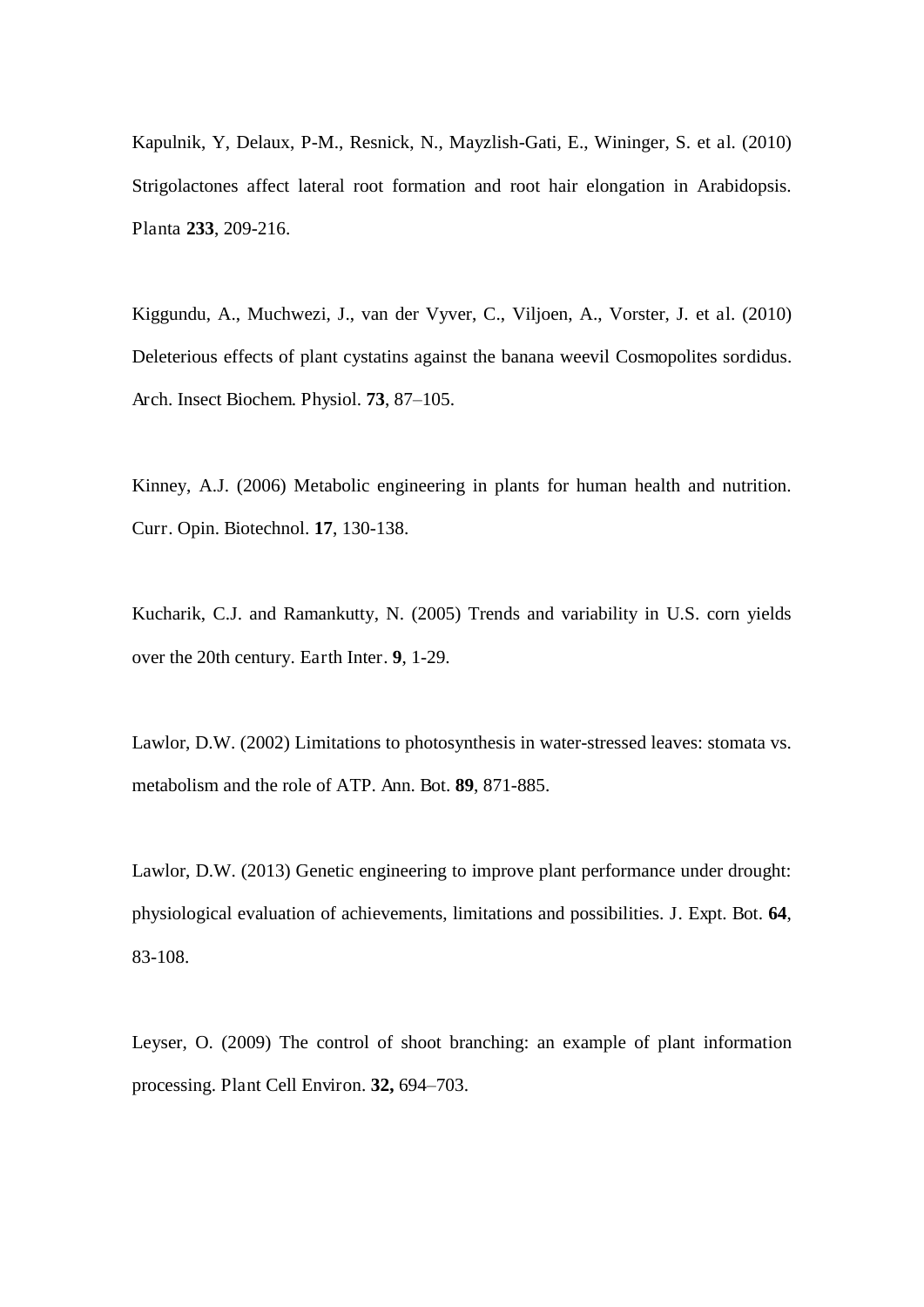Kapulnik, Y, Delaux, P-M., Resnick, N., Mayzlish-Gati, E., Wininger, S. et al. (2010) Strigolactones affect lateral root formation and root hair elongation in Arabidopsis. Planta **233**, 209-216.

Kiggundu, A., Muchwezi, J., van der Vyver, C., Viljoen, A., Vorster, J. et al. (2010) Deleterious effects of plant cystatins against the banana weevil Cosmopolites sordidus. Arch. Insect Biochem. Physiol. **73**, 87–105.

Kinney, A.J. (2006) Metabolic engineering in plants for human health and nutrition. Curr. Opin. Biotechnol. **17**, 130-138.

Kucharik, C.J. and Ramankutty, N. (2005) Trends and variability in U.S. corn yields over the 20th century. Earth Inter. **9**, 1-29.

Lawlor, D.W. (2002) Limitations to photosynthesis in water-stressed leaves: stomata vs. metabolism and the role of ATP. Ann. Bot. **89**, 871-885.

Lawlor, D.W. (2013) Genetic engineering to improve plant performance under drought: physiological evaluation of achievements, limitations and possibilities. J. Expt. Bot. **64**, 83-108.

Leyser, O. (2009) The control of shoot branching: an example of plant information processing. Plant Cell Environ. **32,** 694–703.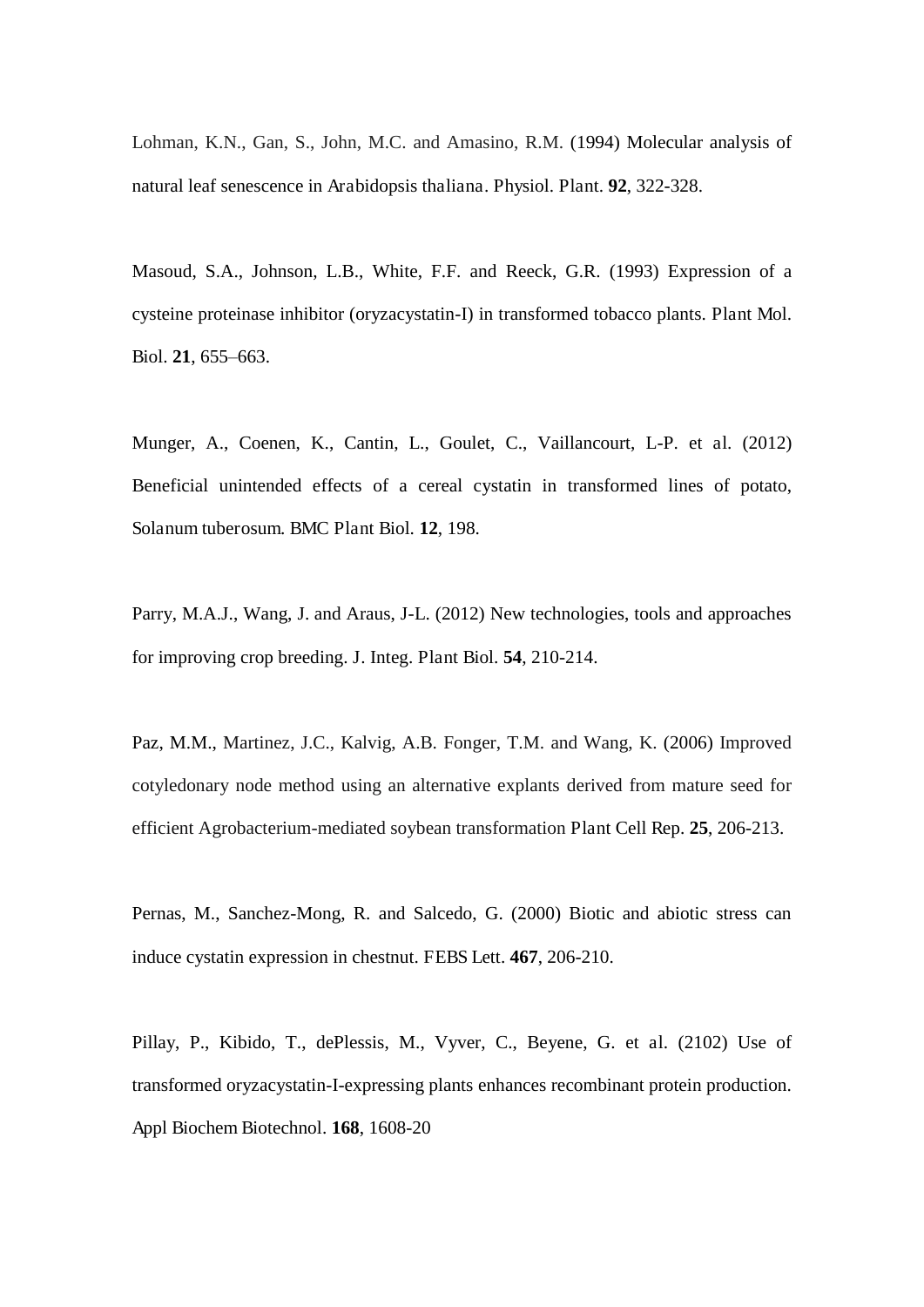Lohman, K.N., Gan, S., John, M.C. and Amasino, R.M. (1994) Molecular analysis of natural leaf senescence in Arabidopsis thaliana. Physiol. Plant. **92**, 322-328.

Masoud, S.A., Johnson, L.B., White, F.F. and Reeck, G.R. (1993) Expression of a cysteine proteinase inhibitor (oryzacystatin-I) in transformed tobacco plants. Plant Mol. Biol. **21**, 655–663.

Munger, A., Coenen, K., Cantin, L., Goulet, C., Vaillancourt, L-P. et al. (2012) Beneficial unintended effects of a cereal cystatin in transformed lines of potato, Solanum tuberosum. BMC Plant Biol. **12**, 198.

Parry, M.A.J., Wang, J. and Araus, J-L. (2012) New technologies, tools and approaches for improving crop breeding. J. Integ. Plant Biol. **54**, 210-214.

Paz, M.M., Martinez, J.C., Kalvig, A.B. Fonger, T.M. and Wang, K. (2006) Improved cotyledonary node method using an alternative explants derived from mature seed for efficient Agrobacterium-mediated soybean transformation Plant Cell Rep. **25**, 206-213.

Pernas, M., Sanchez-Mong, R. and Salcedo, G. (2000) Biotic and abiotic stress can induce cystatin expression in chestnut. FEBS Lett. **467**, 206-210.

Pillay, P., Kibido, T., dePlessis, M., Vyver, C., Beyene, G. et al. (2102) Use of transformed oryzacystatin-I-expressing plants enhances recombinant protein production. Appl Biochem Biotechnol. **168**, 1608-20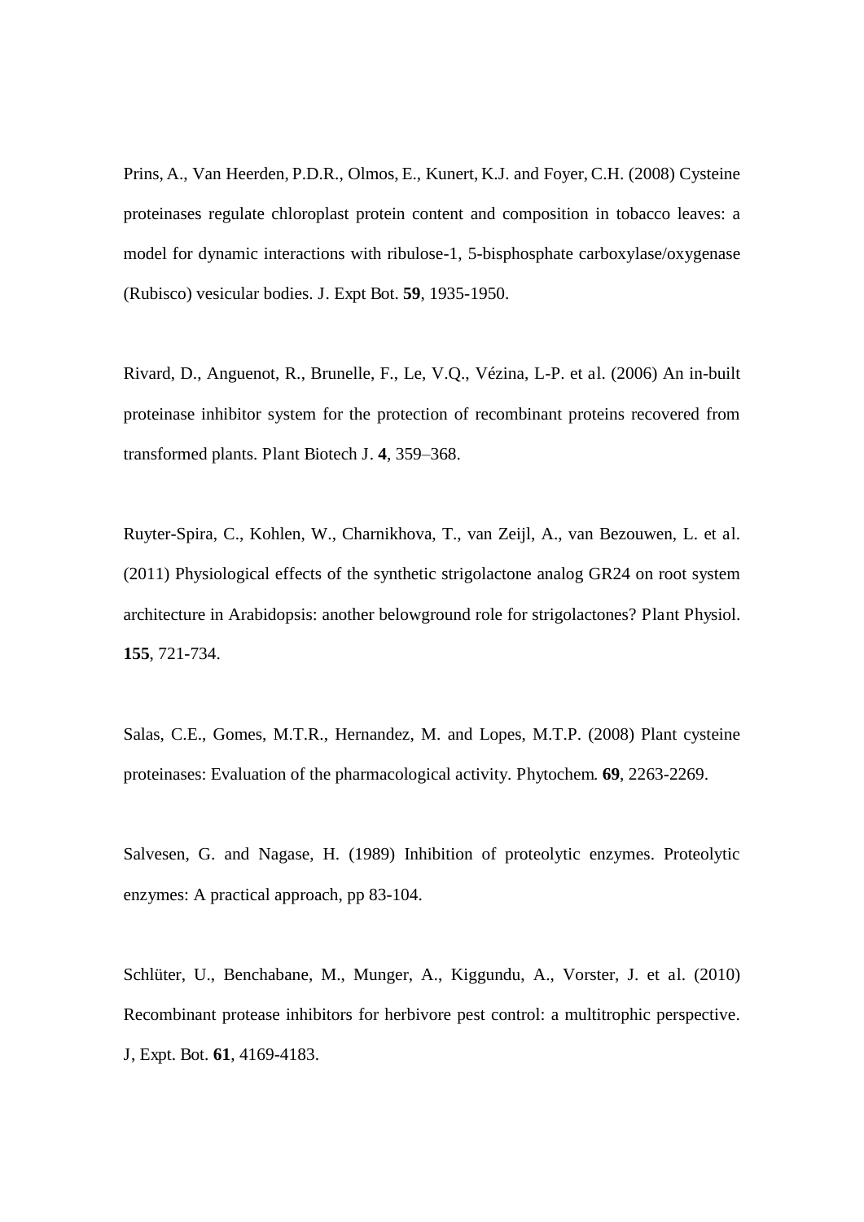Prins, A., Van Heerden, P.D.R., Olmos, E., Kunert, K.J. and Foyer, C.H. (2008) Cysteine proteinases regulate chloroplast protein content and composition in tobacco leaves: a model for dynamic interactions with ribulose-1, 5-bisphosphate carboxylase/oxygenase (Rubisco) vesicular bodies. J. Expt Bot. **59**, 1935-1950.

Rivard, D., Anguenot, R., Brunelle, F., Le, V.Q., Vézina, L-P. et al. (2006) An in-built proteinase inhibitor system for the protection of recombinant proteins recovered from transformed plants. Plant Biotech J. **4**, 359–368.

Ruyter-Spira, C., Kohlen, W., Charnikhova, T., van Zeijl, A., van Bezouwen, L. et al. (2011) Physiological effects of the synthetic strigolactone analog GR24 on root system architecture in Arabidopsis: another belowground role for strigolactones? Plant Physiol. **155**, 721-734.

Salas, C.E., Gomes, M.T.R., Hernandez, M. and Lopes, M.T.P. (2008) Plant cysteine proteinases: Evaluation of the pharmacological activity. Phytochem. **69**, 2263-2269.

Salvesen, G. and Nagase, H. (1989) Inhibition of proteolytic enzymes. Proteolytic enzymes: A practical approach, pp 83-104.

Schlüter, U., Benchabane, M., Munger, A., Kiggundu, A., Vorster, J. et al. (2010) Recombinant protease inhibitors for herbivore pest control: a multitrophic perspective. J, Expt. Bot. **61**, 4169-4183.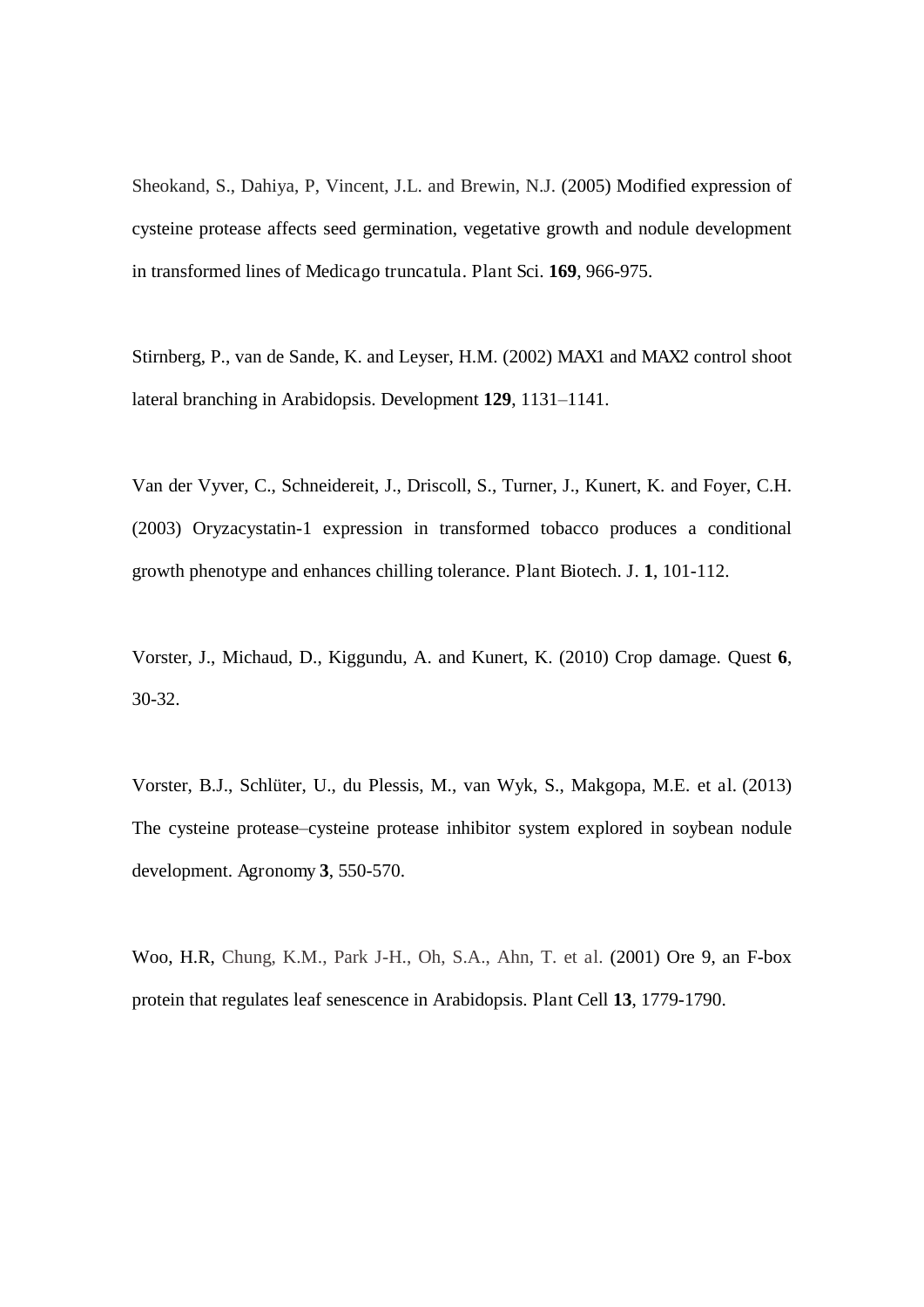Sheokand, S., Dahiya, P, Vincent, J.L. and Brewin, N.J. (2005) Modified expression of cysteine protease affects seed germination, vegetative growth and nodule development in transformed lines of Medicago truncatula. Plant Sci. **169**, 966-975.

Stirnberg, P., van de Sande, K. and Leyser, H.M. (2002) MAX1 and MAX2 control shoot lateral branching in Arabidopsis. Development **129**, 1131–1141.

Van der Vyver, C., Schneidereit, J., Driscoll, S., Turner, J., Kunert, K. and Foyer, C.H. (2003) Oryzacystatin-1 expression in transformed tobacco produces a conditional growth phenotype and enhances chilling tolerance. Plant Biotech. J. **1**, 101-112.

Vorster, J., Michaud, D., Kiggundu, A. and Kunert, K. (2010) Crop damage. Quest **6**, 30-32.

Vorster, B.J., Schlüter, U., du Plessis, M., van Wyk, S., Makgopa, M.E. et al. (2013) The cysteine protease–cysteine protease inhibitor system explored in soybean nodule development. Agronomy **3**, 550-570.

Woo, H.R, Chung, K.M., Park J-H., Oh, S.A., Ahn, T. et al. (2001) Ore 9, an F-box protein that regulates leaf senescence in Arabidopsis. Plant Cell **13**, 1779-1790.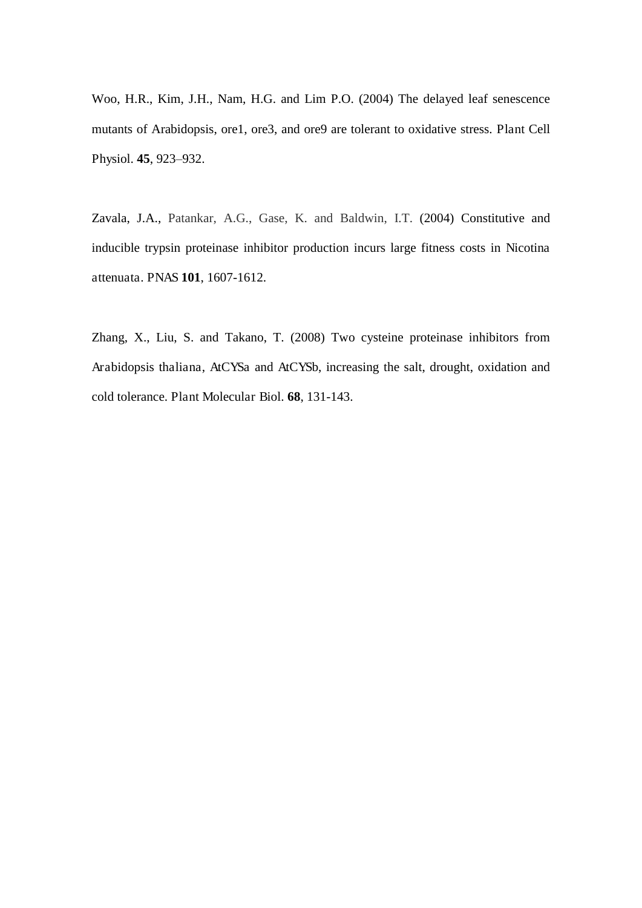Woo, H.R., Kim, J.H., Nam, H.G. and Lim P.O. (2004) The delayed leaf senescence mutants of Arabidopsis, ore1, ore3, and ore9 are tolerant to oxidative stress. Plant Cell Physiol. **45**, 923–932.

Zavala, J.A., Patankar, A.G., Gase, K. and Baldwin, I.T. (2004) Constitutive and inducible trypsin proteinase inhibitor production incurs large fitness costs in Nicotina attenuata. PNAS **101**, 1607-1612.

Zhang, X., Liu, S. and Takano, T. (2008) Two cysteine proteinase inhibitors from Arabidopsis thaliana, AtCYSa and AtCYSb, increasing the salt, drought, oxidation and cold tolerance. Plant Molecular Biol. **68**, 131-143.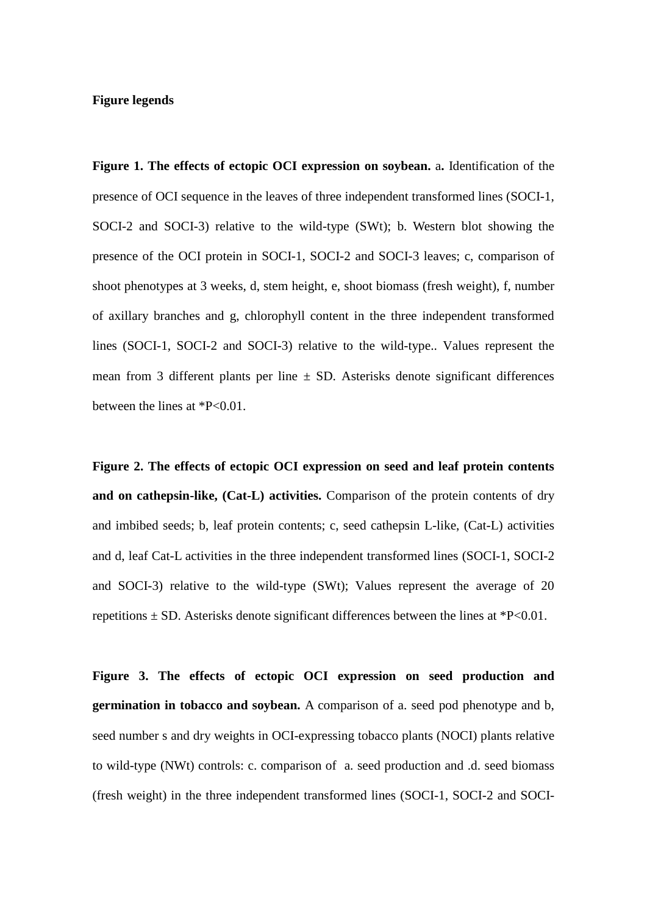**Figure legends**

**Figure 1. The effects of ectopic OCI expression on soybean.** a**.** Identification of the presence of OCI sequence in the leaves of three independent transformed lines (SOCI-1, SOCI-2 and SOCI-3) relative to the wild-type (SWt); b. Western blot showing the presence of the OCI protein in SOCI-1, SOCI-2 and SOCI-3 leaves; c, comparison of shoot phenotypes at 3 weeks, d, stem height, e, shoot biomass (fresh weight), f, number of axillary branches and g, chlorophyll content in the three independent transformed lines (SOCI-1, SOCI-2 and SOCI-3) relative to the wild-type.. Values represent the mean from 3 different plants per line ± SD. Asterisks denote significant differences between the lines at *P<0.01.

**Figure 2. The effects of ectopic OCI expression on seed and leaf protein contents and on cathepsin-like, (Cat-L) activities.** Comparison of the protein contents of dry and imbibed seeds; b, leaf protein contents; c, seed cathepsin L-like, (Cat-L) activities and d, leaf Cat-L activities in the three independent transformed lines (SOCI-1, SOCI-2 and SOCI-3) relative to the wild-type (SWt); Values represent the average of 20 repetitions ± SD. Asterisks denote significant differences between the lines at *P<0.01.

**Figure 3. The effects of ectopic OCI expression on seed production and germination in tobacco and soybean.** A comparison of a. seed pod phenotype and b, seed number s and dry weights in OCI-expressing tobacco plants (NOCI) plants relative to wild-type (NWt) controls: c. comparison of a. seed production and .d. seed biomass (fresh weight) in the three independent transformed lines (SOCI-1, SOCI-2 and SOCI-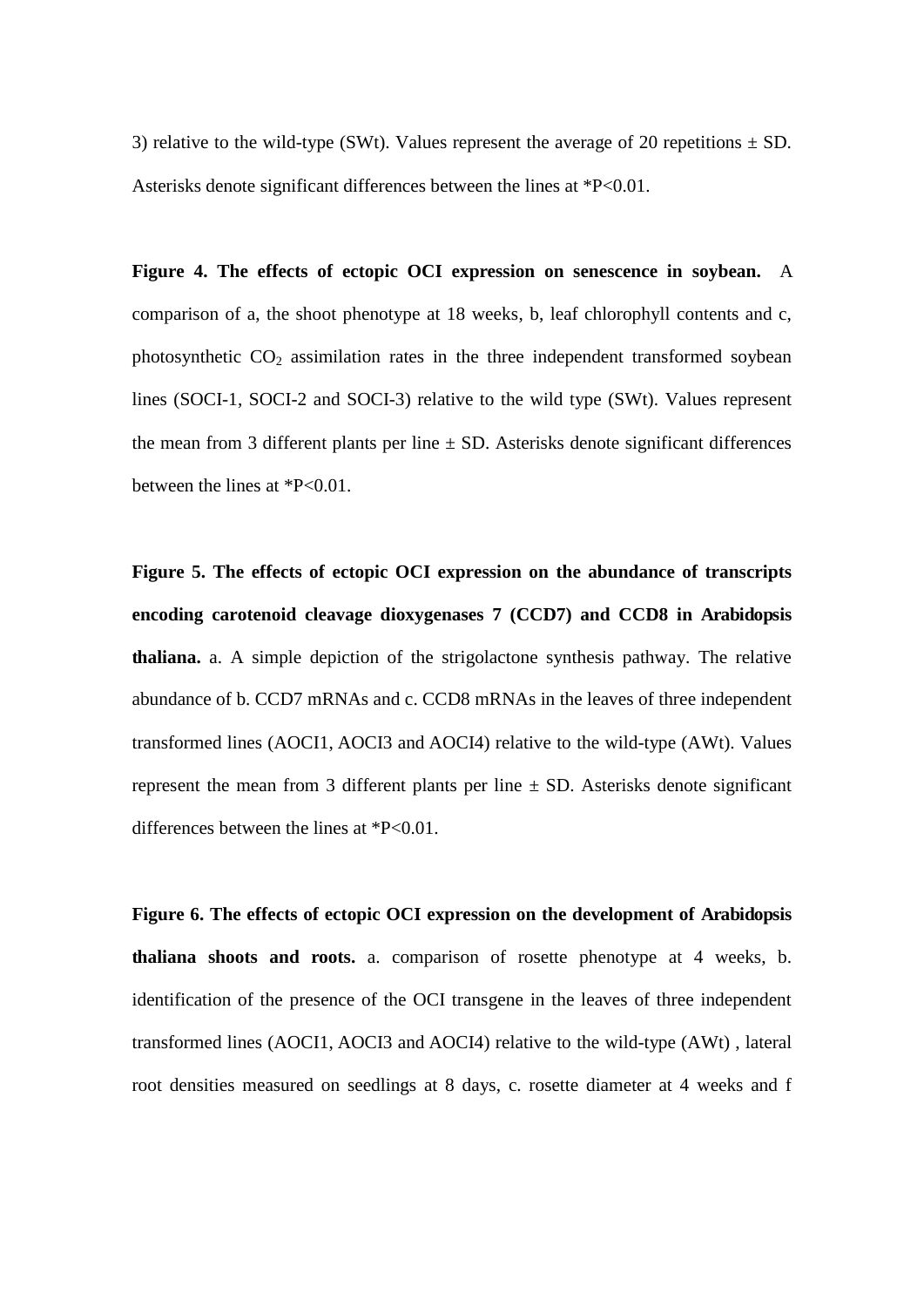3) relative to the wild-type (SWt). Values represent the average of 20 repetitions ± SD. Asterisks denote significant differences between the lines at *P<0.01.

**Figure 4. The effects of ectopic OCI expression on senescence in soybean.** A comparison of a, the shoot phenotype at 18 weeks, b, leaf chlorophyll contents and c, photosynthetic $CO_2$ assimilation rates in the three independent transformed soybean lines (SOCI-1, SOCI-2 and SOCI-3) relative to the wild type (SWt). Values represent the mean from 3 different plants per line ± SD. Asterisks denote significant differences between the lines at *P<0.01.

**Figure 5. The effects of ectopic OCI expression on the abundance of transcripts encoding carotenoid cleavage dioxygenases 7 (CCD7) and CCD8 in Arabidopsis thaliana.** a. A simple depiction of the strigolactone synthesis pathway. The relative abundance of b. CCD7 mRNAs and c. CCD8 mRNAs in the leaves of three independent transformed lines (AOCI1, AOCI3 and AOCI4) relative to the wild-type (AWt). Values represent the mean from 3 different plants per line ± SD. Asterisks denote significant differences between the lines at *P<0.01.

**Figure 6. The effects of ectopic OCI expression on the development of Arabidopsis thaliana shoots and roots.** a. comparison of rosette phenotype at 4 weeks, b. identification of the presence of the OCI transgene in the leaves of three independent transformed lines (AOCI1, AOCI3 and AOCI4) relative to the wild-type (AWt) , lateral root densities measured on seedlings at 8 days, c. rosette diameter at 4 weeks and f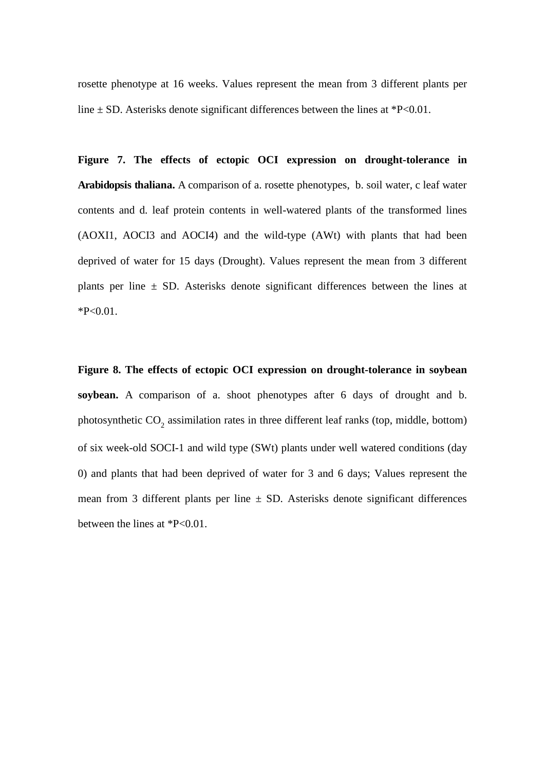rosette phenotype at 16 weeks. Values represent the mean from 3 different plants per line ± SD. Asterisks denote significant differences between the lines at *P<0.01.

**Figure 7. The effects of ectopic OCI expression on drought-tolerance in Arabidopsis thaliana.** A comparison of a. rosette phenotypes, b. soil water, c leaf water contents and d. leaf protein contents in well-watered plants of the transformed lines (AOXI1, AOCI3 and AOCI4) and the wild-type (AWt) with plants that had been deprived of water for 15 days (Drought). Values represent the mean from 3 different plants per line ± SD. Asterisks denote significant differences between the lines at *P<0.01.

**Figure 8. The effects of ectopic OCI expression on drought-tolerance in soybean soybean.** A comparison of a. shoot phenotypes after 6 days of drought and b. photosynthetic $CO_2$ assimilation rates in three different leaf ranks (top, middle, bottom) of six week-old SOCI-1 and wild type (SWt) plants under well watered conditions (day 0) and plants that had been deprived of water for 3 and 6 days; Values represent the mean from 3 different plants per line ± SD. Asterisks denote significant differences between the lines at *P<0.01.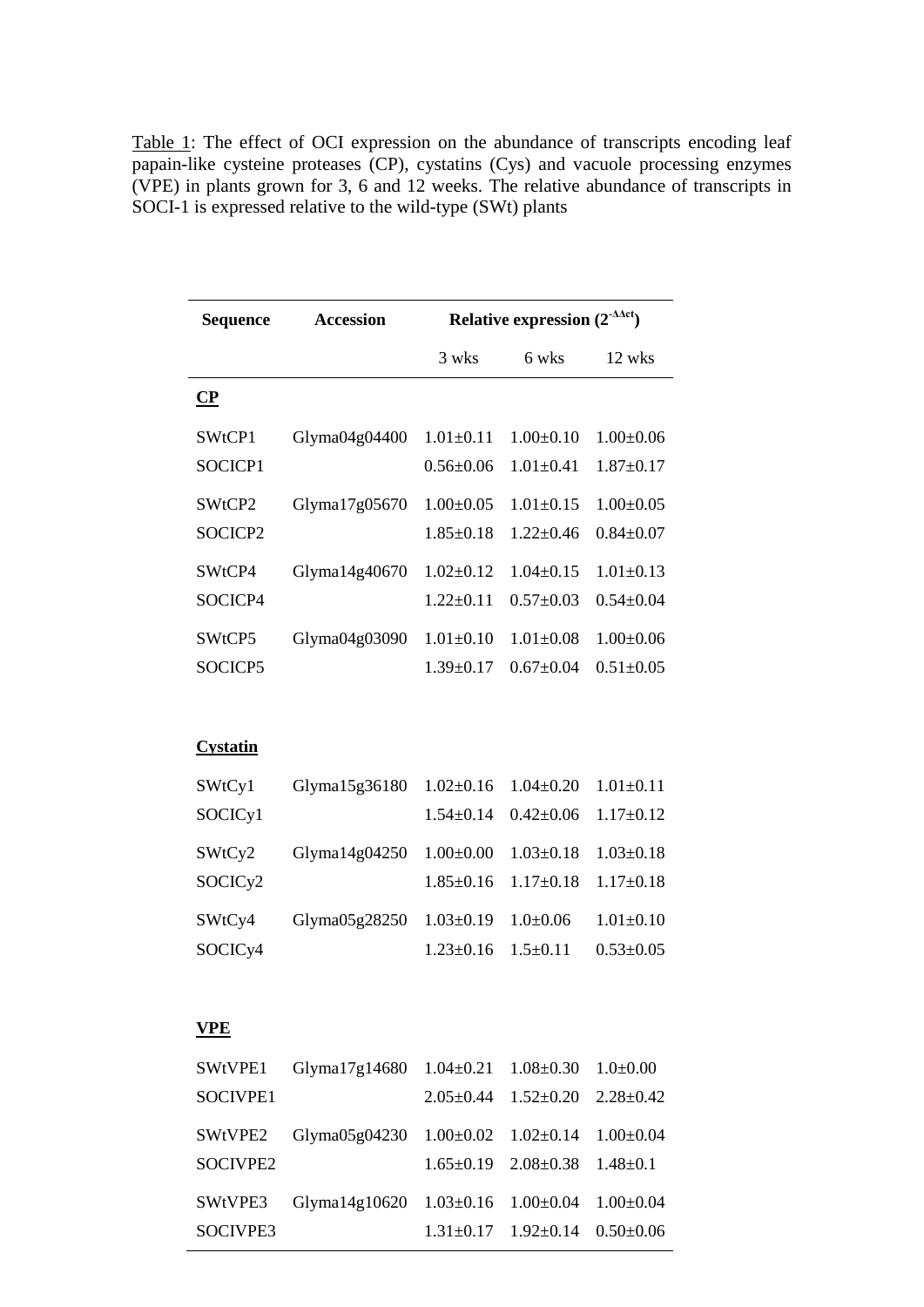Table 1: The effect of OCI expression on the abundance of transcripts encoding leaf papain-like cysteine proteases (CP), cystatins (Cys) and vacuole processing enzymes (VPE) in plants grown for 3, 6 and 12 weeks. The relative abundance of transcripts in SOCI-1 is expressed relative to the wild-type (SWt) plants

| Sequence | Accession | Relative expression ($2^{-\Delta\Delta ct}$) | | |
|---|---|---|---|---|
| | | 3 wks | 6 wks | 12 wks |
| **CP** | | | | |
| SWtCP1 | Glyma04g04400 | 1.01±0.11 | 1.00±0.10 | 1.00±0.06 |
| SOCICP1 | | 0.56±0.06 | 1.01±0.41 | 1.87±0.17 |
| SWtCP2 | Glyma17g05670 | 1.00±0.05 | 1.01±0.15 | 1.00±0.05 |
| SOCICP2 | | 1.85±0.18 | 1.22±0.46 | 0.84±0.07 |
| SWtCP4 | Glyma14g40670 | 1.02±0.12 | 1.04±0.15 | 1.01±0.13 |
| SOCICP4 | | 1.22±0.11 | 0.57±0.03 | 0.54±0.04 |
| SWtCP5 | Glyma04g03090 | 1.01±0.10 | 1.01±0.08 | 1.00±0.06 |
| SOCICP5 | | 1.39±0.17 | 0.67±0.04 | 0.51±0.05 |
| **Cystatin** | | | | |
| SWtCy1 | Glyma15g36180 | 1.02±0.16 | 1.04±0.20 | 1.01±0.11 |
| SOCICy1 | | 1.54±0.14 | 0.42±0.06 | 1.17±0.12 |
| SWtCy2 | Glyma14g04250 | 1.00±0.00 | 1.03±0.18 | 1.03±0.18 |
| SOCICy2 | | 1.85±0.16 | 1.17±0.18 | 1.17±0.18 |
| SWtCy4 | Glyma05g28250 | 1.03±0.19 | 1.0±0.06 | 1.01±0.10 |
| SOCICy4 | | 1.23±0.16 | 1.5±0.11 | 0.53±0.05 |
| **VPE** | | | | |
| SWtVPE1 | Glyma17g14680 | 1.04±0.21 | 1.08±0.30 | 1.0±0.00 |
| SOCIVPE1 | | 2.05±0.44 | 1.52±0.20 | 2.28±0.42 |
| SWtVPE2 | Glyma05g04230 | 1.00±0.02 | 1.02±0.14 | 1.00±0.04 |
| SOCIVPE2 | | 1.65±0.19 | 2.08±0.38 | 1.48±0.1 |
| SWtVPE3 | Glyma14g10620 | 1.03±0.16 | 1.00±0.04 | 1.00±0.04 |
| SOCIVPE3 | | 1.31±0.17 | 1.92±0.14 | 0.50±0.06 |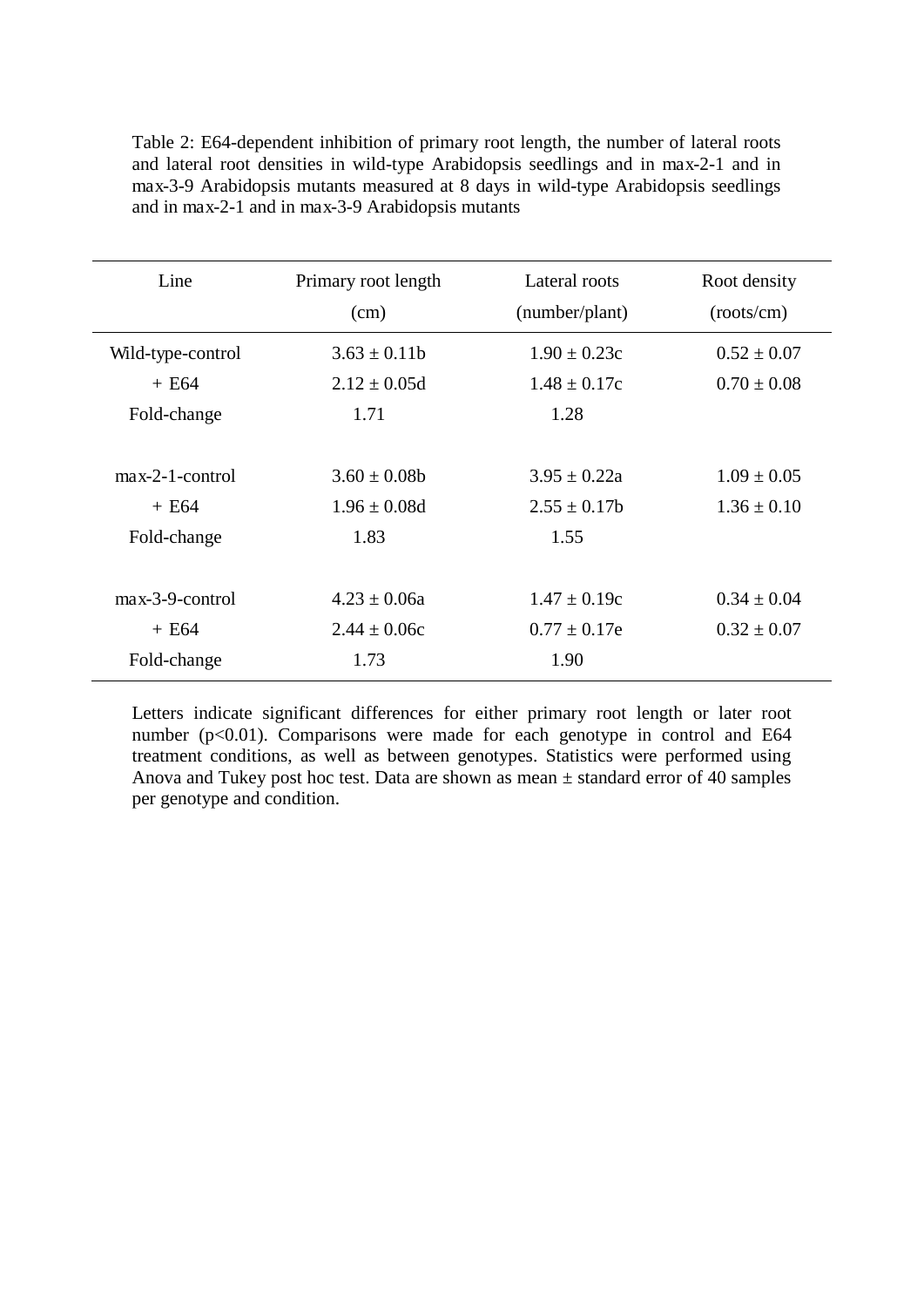Table 2: E64-dependent inhibition of primary root length, the number of lateral roots and lateral root densities in wild-type Arabidopsis seedlings and in max-2-1 and in max-3-9 Arabidopsis mutants measured at 8 days in wild-type Arabidopsis seedlings and in max-2-1 and in max-3-9 Arabidopsis mutants

| Line | Primary root length (cm) | Lateral roots (number/plant) | Root density (roots/cm) |
|---|---|---|---|
| Wild-type-control | 3.63 ± 0.11b | 1.90 ± 0.23c | 0.52 ± 0.07 |
| + E64 | 2.12 ± 0.05d | 1.48 ± 0.17c | 0.70 ± 0.08 |
| Fold-change | 1.71 | 1.28 | |
| | | | |
| max-2-1-control | 3.60 ± 0.08b | 3.95 ± 0.22a | 1.09 ± 0.05 |
| + E64 | 1.96 ± 0.08d | 2.55 ± 0.17b | 1.36 ± 0.10 |
| Fold-change | 1.83 | 1.55 | |
| | | | |
| max-3-9-control | 4.23 ± 0.06a | 1.47 ± 0.19c | 0.34 ± 0.04 |
| + E64 | 2.44 ± 0.06c | 0.77 ± 0.17e | 0.32 ± 0.07 |
| Fold-change | 1.73 | 1.90 | |

Letters indicate significant differences for either primary root length or later root number ($p<0.01$). Comparisons were made for each genotype in control and E64 treatment conditions, as well as between genotypes. Statistics were performed using Anova and Tukey post hoc test. Data are shown as mean ± standard error of 40 samples per genotype and condition.